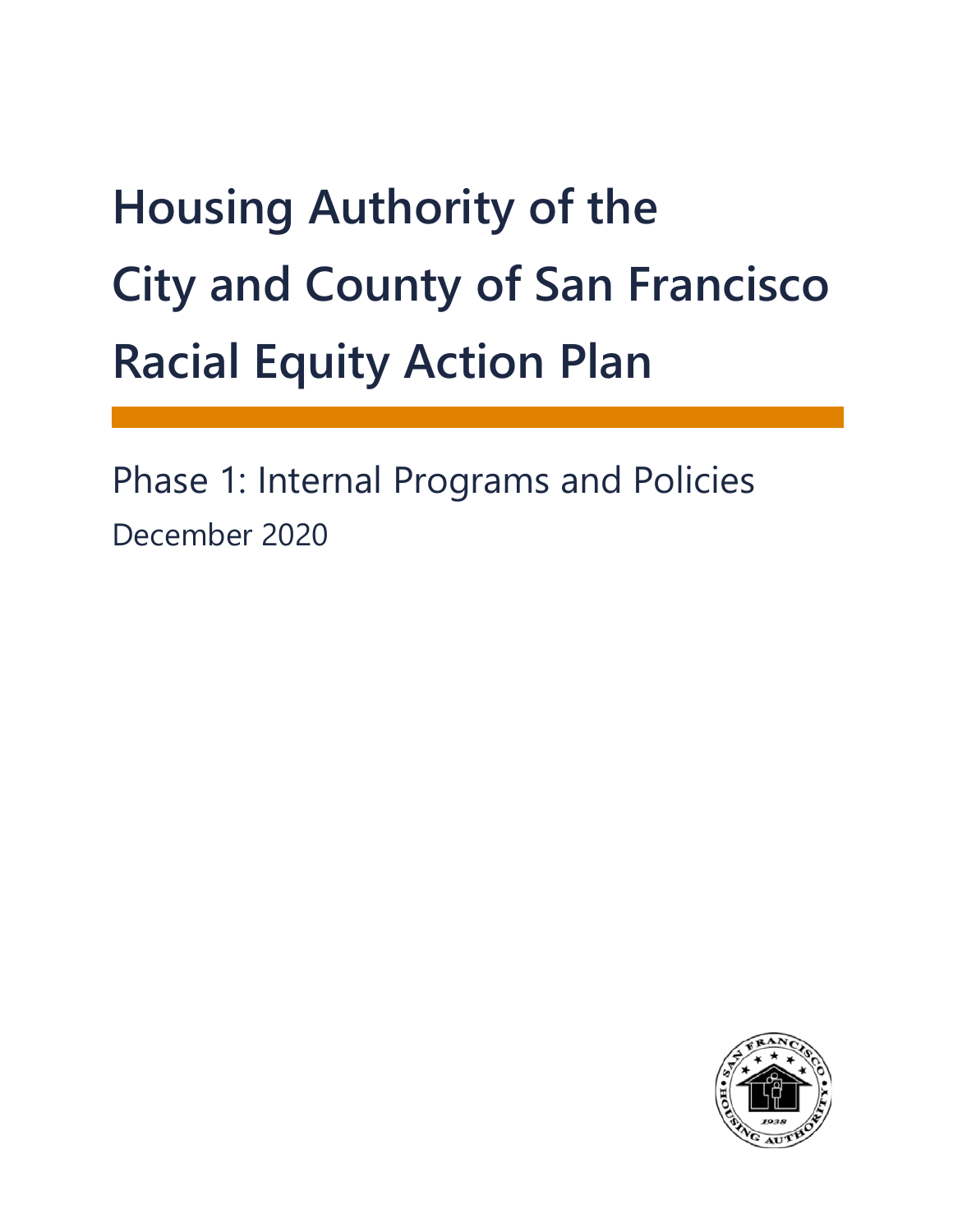# Housing Authority of the City and County of San Francisco Racial Equity Action Plan

Phase 1: Internal Programs and Policies

December 2020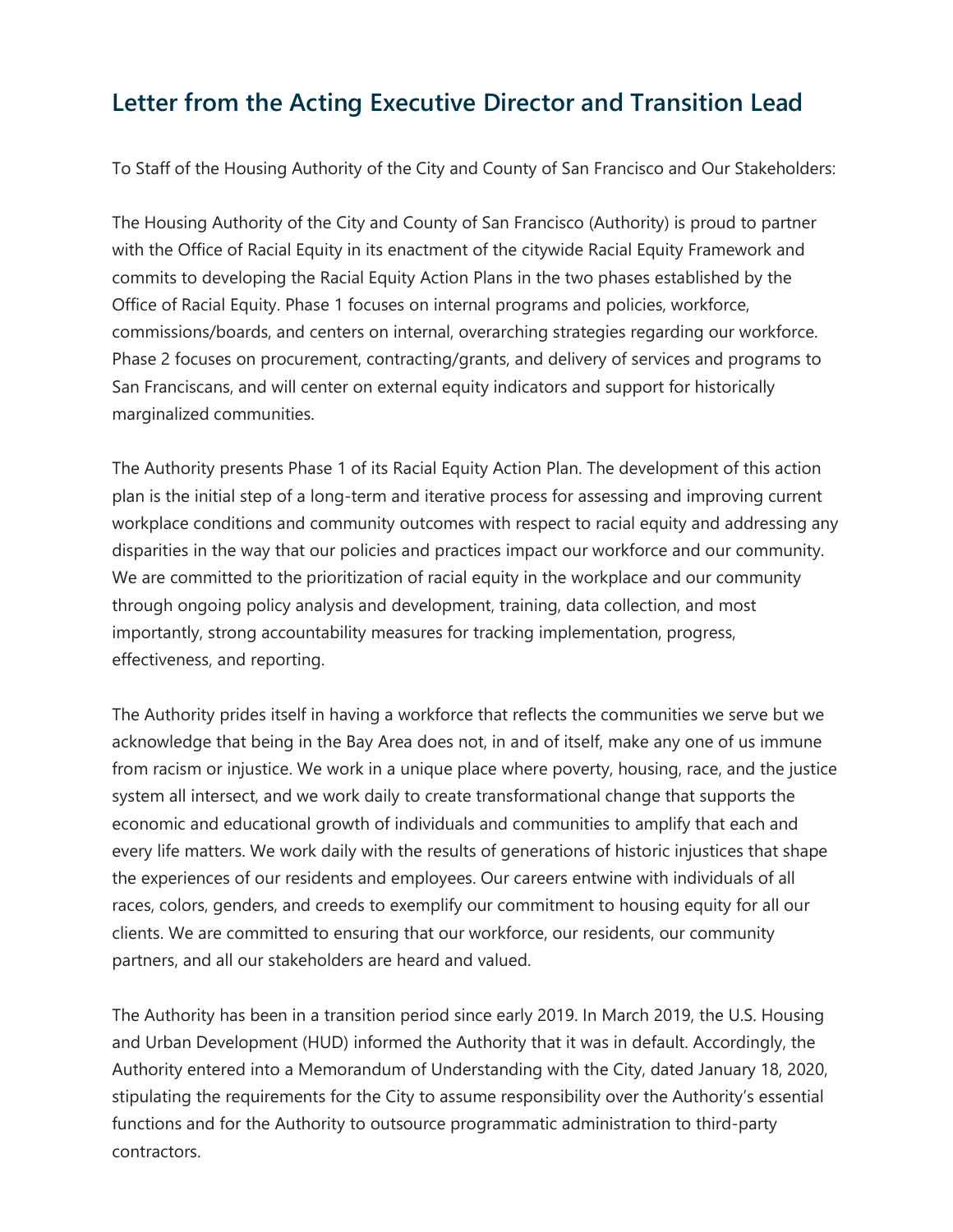## Letter from the Acting Executive Director and Transition Lead

To Staff of the Housing Authority of the City and County of San Francisco and Our Stakeholders:

The Housing Authority of the City and County of San Francisco (Authority) is proud to partner with the Office of Racial Equity in its enactment of the citywide Racial Equity Framework and commits to developing the Racial Equity Action Plans in the two phases established by the Office of Racial Equity. Phase 1 focuses on internal programs and policies, workforce, commissions/boards, and centers on internal, overarching strategies regarding our workforce. Phase 2 focuses on procurement, contracting/grants, and delivery of services and programs to San Franciscans, and will center on external equity indicators and support for historically marginalized communities.

The Authority presents Phase 1 of its Racial Equity Action Plan. The development of this action plan is the initial step of a long-term and iterative process for assessing and improving current workplace conditions and community outcomes with respect to racial equity and addressing any disparities in the way that our policies and practices impact our workforce and our community. We are committed to the prioritization of racial equity in the workplace and our community through ongoing policy analysis and development, training, data collection, and most importantly, strong accountability measures for tracking implementation, progress, effectiveness, and reporting.

The Authority prides itself in having a workforce that reflects the communities we serve but we acknowledge that being in the Bay Area does not, in and of itself, make any one of us immune from racism or injustice. We work in a unique place where poverty, housing, race, and the justice system all intersect, and we work daily to create transformational change that supports the economic and educational growth of individuals and communities to amplify that each and every life matters. We work daily with the results of generations of historic injustices that shape the experiences of our residents and employees. Our careers entwine with individuals of all races, colors, genders, and creeds to exemplify our commitment to housing equity for all our clients. We are committed to ensuring that our workforce, our residents, our community partners, and all our stakeholders are heard and valued.

The Authority has been in a transition period since early 2019. In March 2019, the U.S. Housing and Urban Development (HUD) informed the Authority that it was in default. Accordingly, the Authority entered into a Memorandum of Understanding with the City, dated January 18, 2020, stipulating the requirements for the City to assume responsibility over the Authority's essential functions and for the Authority to outsource programmatic administration to third-party contractors.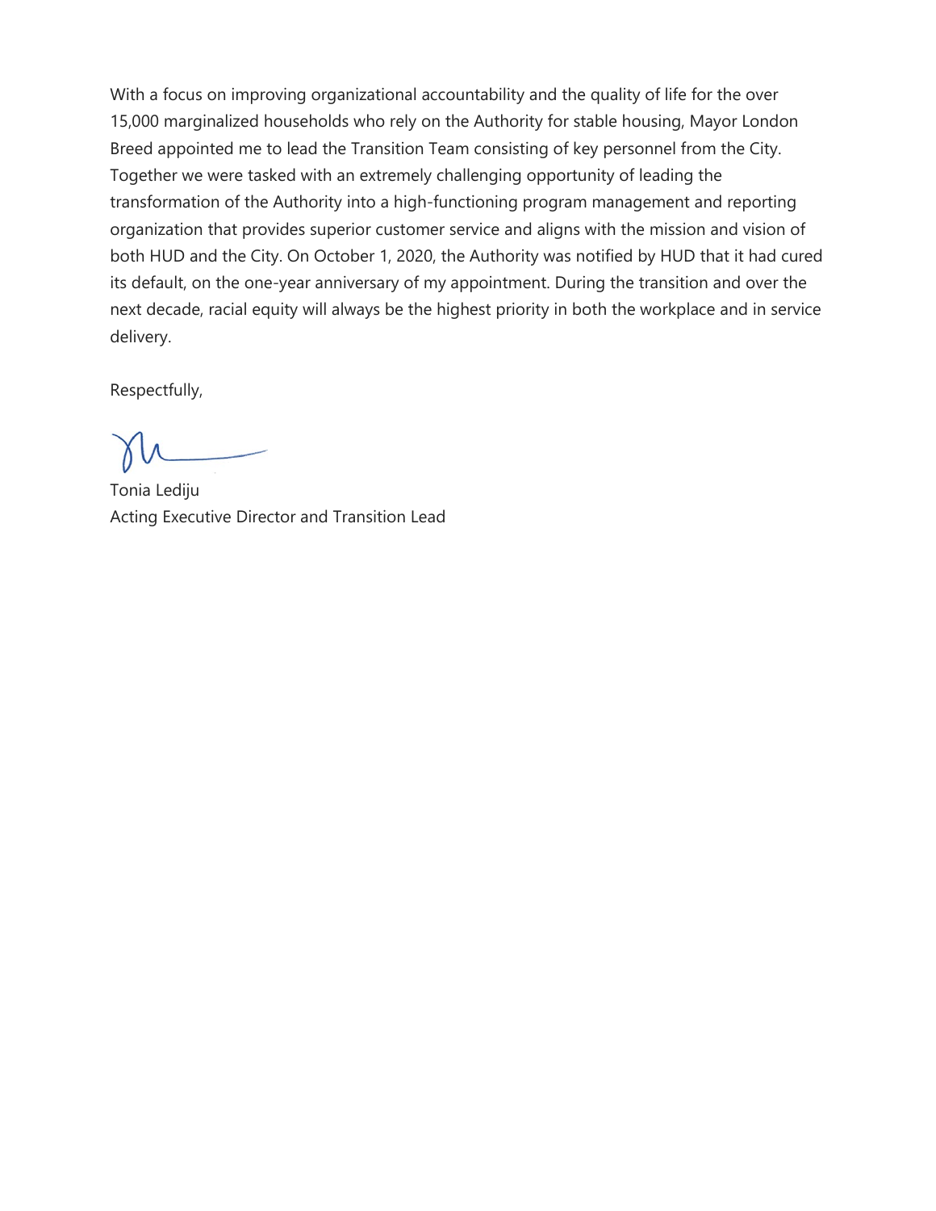With a focus on improving organizational accountability and the quality of life for the over 15,000 marginalized households who rely on the Authority for stable housing, Mayor London Breed appointed me to lead the Transition Team consisting of key personnel from the City. Together we were tasked with an extremely challenging opportunity of leading the transformation of the Authority into a high-functioning program management and reporting organization that provides superior customer service and aligns with the mission and vision of both HUD and the City. On October 1, 2020, the Authority was notified by HUD that it had cured its default, on the one-year anniversary of my appointment. During the transition and over the next decade, racial equity will always be the highest priority in both the workplace and in service delivery.

Respectfully,

Tonia Lediju
Acting Executive Director and Transition Lead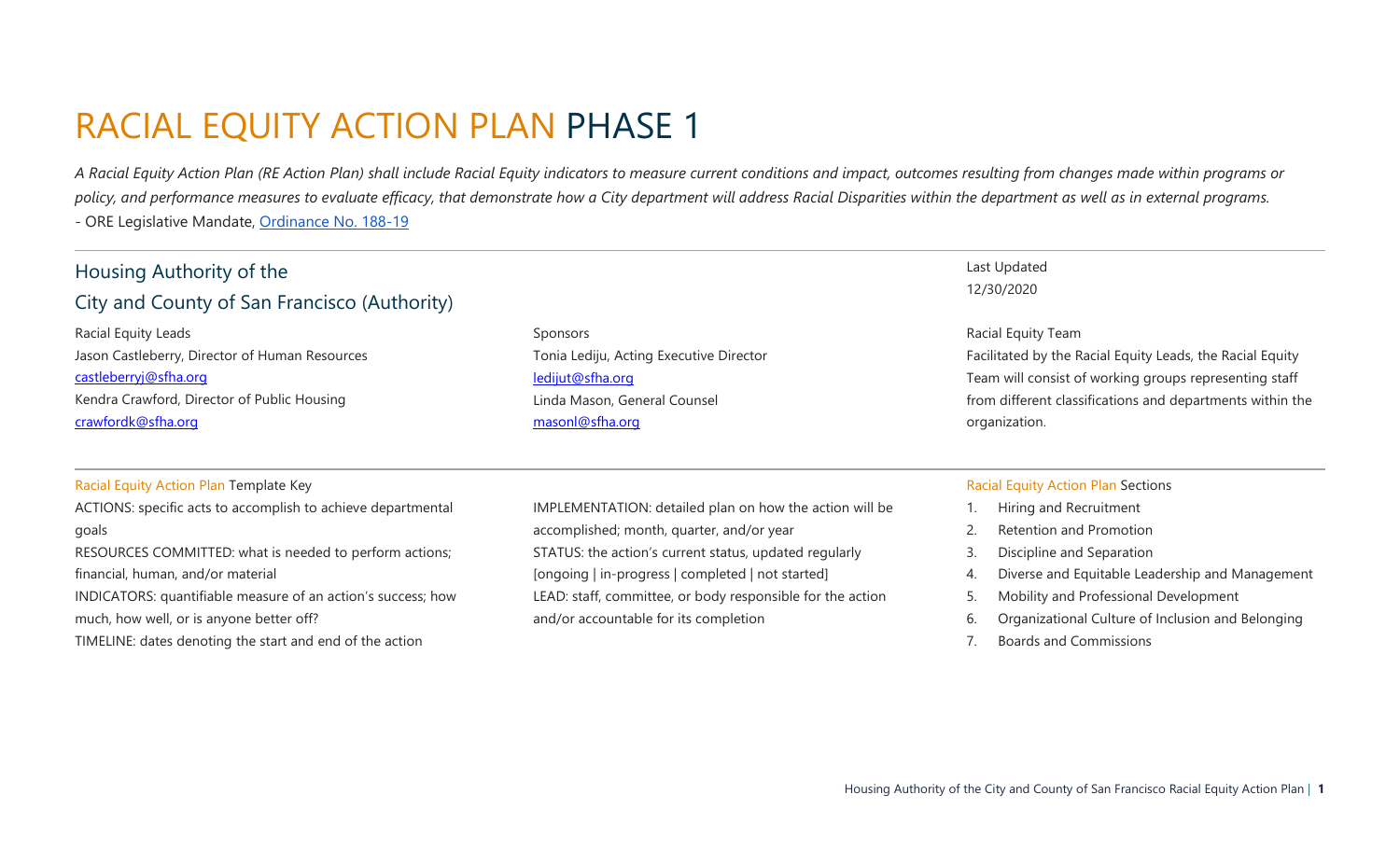# RACIAL EQUITY ACTION PLAN PHASE 1

*A Racial Equity Action Plan (RE Action Plan) shall include Racial Equity indicators to measure current conditions and impact, outcomes resulting from changes made within programs or policy, and performance measures to evaluate efficacy, that demonstrate how a City department will address Racial Disparities within the department as well as in external programs.*

- ORE Legislative Mandate, Ordinance No. 188-19

## Housing Authority of the City and County of San Francisco (Authority)

Last Updated
12/30/2020

Racial Equity Leads
Jason Castleberry, Director of Human Resources
castleberryj@sfha.org
Kendra Crawford, Director of Public Housing
crawfordk@sfha.org

Sponsors
Tonia Lediju, Acting Executive Director
ledijut@sfha.org
Linda Mason, General Counsel
masonl@sfha.org

Racial Equity Team
Facilitated by the Racial Equity Leads, the Racial Equity Team will consist of working groups representing staff from different classifications and departments within the organization.

### Racial Equity Action Plan Template Key

ACTIONS: specific acts to accomplish to achieve departmental goals
RESOURCES COMMITTED: what is needed to perform actions; financial, human, and/or material
INDICATORS: quantifiable measure of an action's success; how much, how well, or is anyone better off?
TIMELINE: dates denoting the start and end of the action
IMPLEMENTATION: detailed plan on how the action will be accomplished; month, quarter, and/or year
STATUS: the action's current status, updated regularly [ongoing | in-progress | completed | not started]
LEAD: staff, committee, or body responsible for the action and/or accountable for its completion

### Racial Equity Action Plan Sections

1. Hiring and Recruitment
2. Retention and Promotion
3. Discipline and Separation
4. Diverse and Equitable Leadership and Management
5. Mobility and Professional Development
6. Organizational Culture of Inclusion and Belonging
7. Boards and Commissions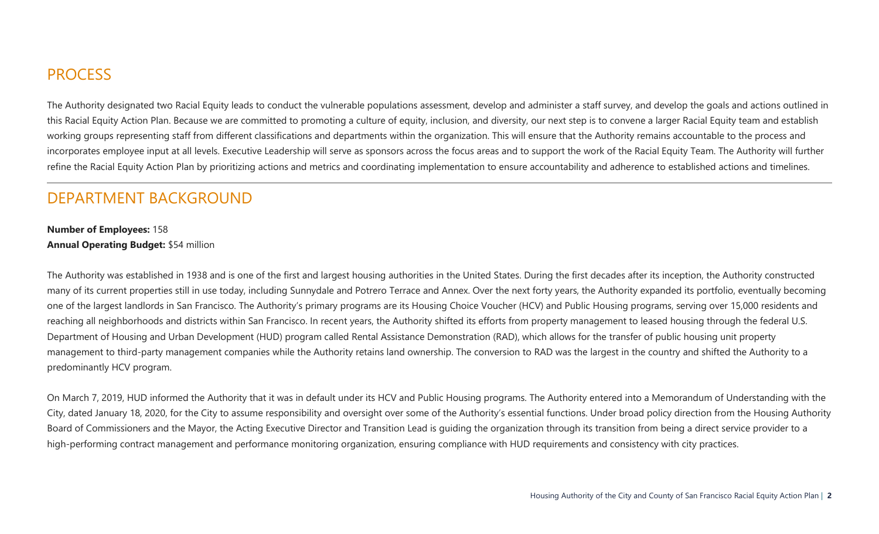## PROCESS

The Authority designated two Racial Equity leads to conduct the vulnerable populations assessment, develop and administer a staff survey, and develop the goals and actions outlined in this Racial Equity Action Plan. Because we are committed to promoting a culture of equity, inclusion, and diversity, our next step is to convene a larger Racial Equity team and establish working groups representing staff from different classifications and departments within the organization. This will ensure that the Authority remains accountable to the process and incorporates employee input at all levels. Executive Leadership will serve as sponsors across the focus areas and to support the work of the Racial Equity Team. The Authority will further refine the Racial Equity Action Plan by prioritizing actions and metrics and coordinating implementation to ensure accountability and adherence to established actions and timelines.

## DEPARTMENT BACKGROUND

**Number of Employees:** 158
**Annual Operating Budget:** $54 million

The Authority was established in 1938 and is one of the first and largest housing authorities in the United States. During the first decades after its inception, the Authority constructed many of its current properties still in use today, including Sunnydale and Potrero Terrace and Annex. Over the next forty years, the Authority expanded its portfolio, eventually becoming one of the largest landlords in San Francisco. The Authority's primary programs are its Housing Choice Voucher (HCV) and Public Housing programs, serving over 15,000 residents and reaching all neighborhoods and districts within San Francisco. In recent years, the Authority shifted its efforts from property management to leased housing through the federal U.S. Department of Housing and Urban Development (HUD) program called Rental Assistance Demonstration (RAD), which allows for the transfer of public housing unit property management to third-party management companies while the Authority retains land ownership. The conversion to RAD was the largest in the country and shifted the Authority to a predominantly HCV program.

On March 7, 2019, HUD informed the Authority that it was in default under its HCV and Public Housing programs. The Authority entered into a Memorandum of Understanding with the City, dated January 18, 2020, for the City to assume responsibility and oversight over some of the Authority's essential functions. Under broad policy direction from the Housing Authority Board of Commissioners and the Mayor, the Acting Executive Director and Transition Lead is guiding the organization through its transition from being a direct service provider to a high-performing contract management and performance monitoring organization, ensuring compliance with HUD requirements and consistency with city practices.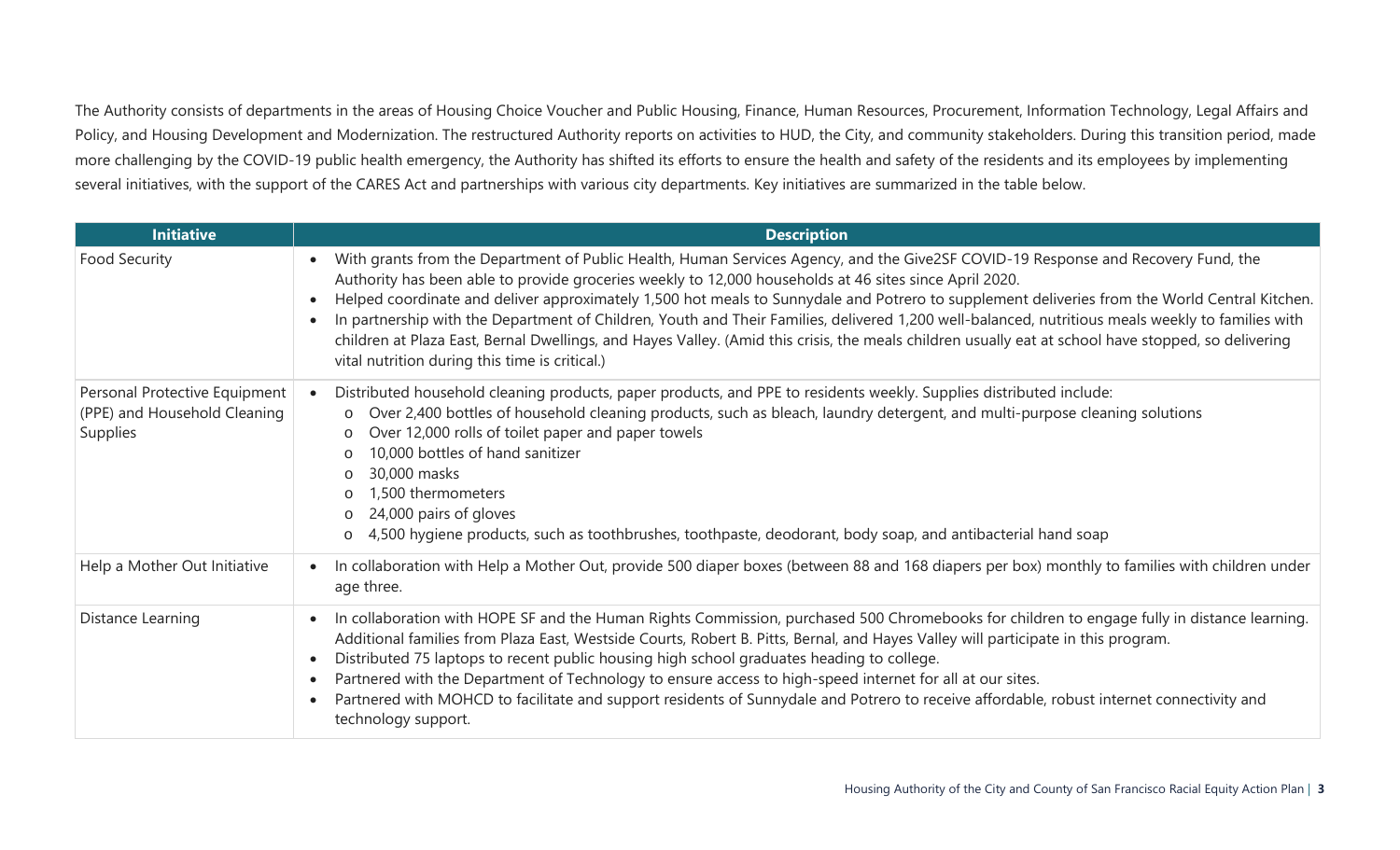The Authority consists of departments in the areas of Housing Choice Voucher and Public Housing, Finance, Human Resources, Procurement, Information Technology, Legal Affairs and Policy, and Housing Development and Modernization. The restructured Authority reports on activities to HUD, the City, and community stakeholders. During this transition period, made more challenging by the COVID-19 public health emergency, the Authority has shifted its efforts to ensure the health and safety of the residents and its employees by implementing several initiatives, with the support of the CARES Act and partnerships with various city departments. Key initiatives are summarized in the table below.

| Initiative | Description |
|---|---|
| Food Security | • With grants from the Department of Public Health, Human Services Agency, and the Give2SF COVID-19 Response and Recovery Fund, the Authority has been able to provide groceries weekly to 12,000 households at 46 sites since April 2020.<br>• Helped coordinate and deliver approximately 1,500 hot meals to Sunnydale and Potrero to supplement deliveries from the World Central Kitchen.<br>• In partnership with the Department of Children, Youth and Their Families, delivered 1,200 well-balanced, nutritious meals weekly to families with children at Plaza East, Bernal Dwellings, and Hayes Valley. (Amid this crisis, the meals children usually eat at school have stopped, so delivering vital nutrition during this time is critical.) |
| Personal Protective Equipment (PPE) and Household Cleaning Supplies | • Distributed household cleaning products, paper products, and PPE to residents weekly. Supplies distributed include:<br>&nbsp;&nbsp;o Over 2,400 bottles of household cleaning products, such as bleach, laundry detergent, and multi-purpose cleaning solutions<br>&nbsp;&nbsp;o Over 12,000 rolls of toilet paper and paper towels<br>&nbsp;&nbsp;o 10,000 bottles of hand sanitizer<br>&nbsp;&nbsp;o 30,000 masks<br>&nbsp;&nbsp;o 1,500 thermometers<br>&nbsp;&nbsp;o 24,000 pairs of gloves<br>&nbsp;&nbsp;o 4,500 hygiene products, such as toothbrushes, toothpaste, deodorant, body soap, and antibacterial hand soap |
| Help a Mother Out Initiative | • In collaboration with Help a Mother Out, provide 500 diaper boxes (between 88 and 168 diapers per box) monthly to families with children under age three. |
| Distance Learning | • In collaboration with HOPE SF and the Human Rights Commission, purchased 500 Chromebooks for children to engage fully in distance learning. Additional families from Plaza East, Westside Courts, Robert B. Pitts, Bernal, and Hayes Valley will participate in this program.<br>• Distributed 75 laptops to recent public housing high school graduates heading to college.<br>• Partnered with the Department of Technology to ensure access to high-speed internet for all at our sites.<br>• Partnered with MOHCD to facilitate and support residents of Sunnydale and Potrero to receive affordable, robust internet connectivity and technology support. |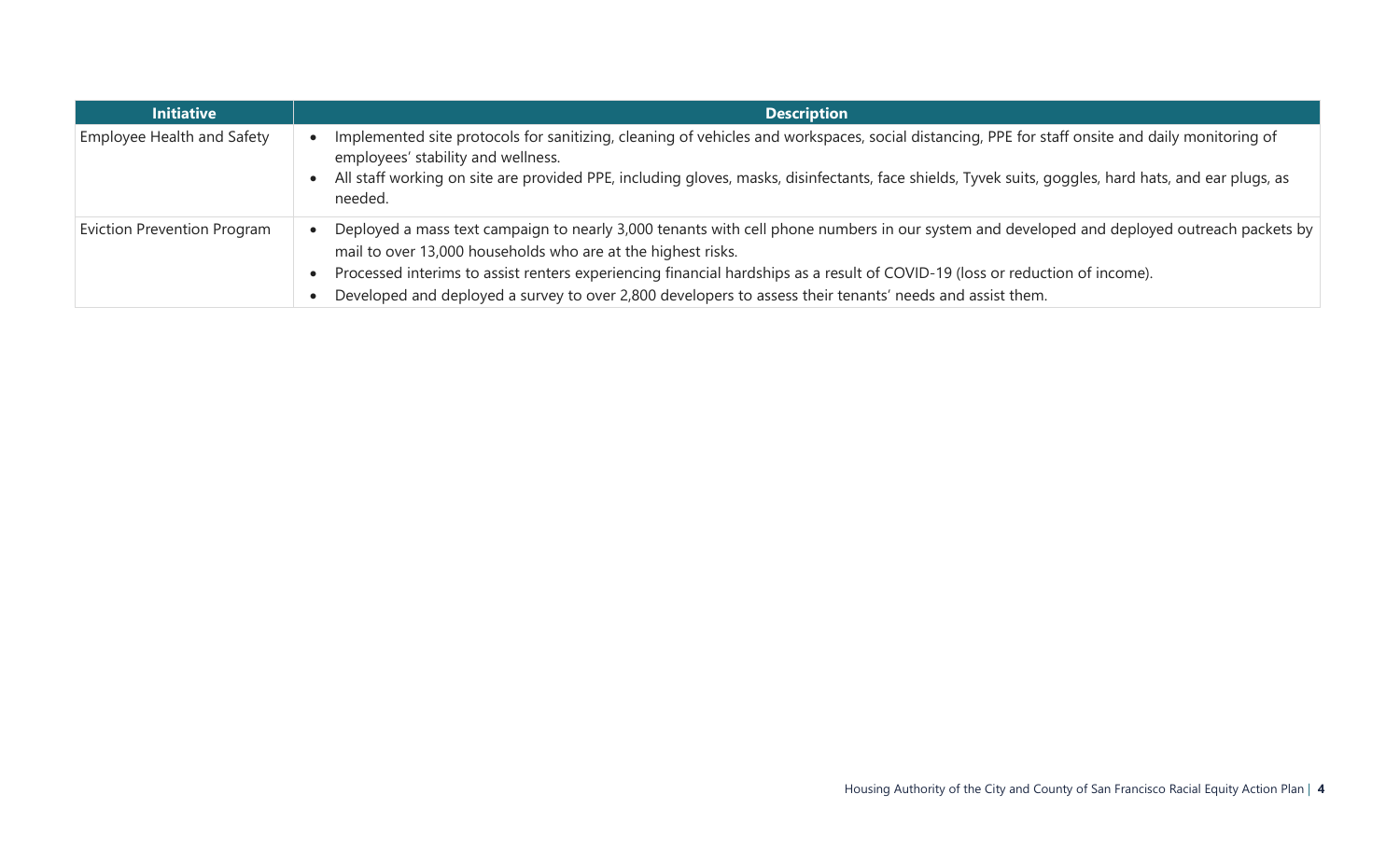| Initiative | Description |
| --- | --- |
| Employee Health and Safety | • Implemented site protocols for sanitizing, cleaning of vehicles and workspaces, social distancing, PPE for staff onsite and daily monitoring of employees' stability and wellness.<br>• All staff working on site are provided PPE, including gloves, masks, disinfectants, face shields, Tyvek suits, goggles, hard hats, and ear plugs, as needed. |
| Eviction Prevention Program | • Deployed a mass text campaign to nearly 3,000 tenants with cell phone numbers in our system and developed and deployed outreach packets by mail to over 13,000 households who are at the highest risks.<br>• Processed interims to assist renters experiencing financial hardships as a result of COVID-19 (loss or reduction of income).<br>• Developed and deployed a survey to over 2,800 developers to assess their tenants' needs and assist them. |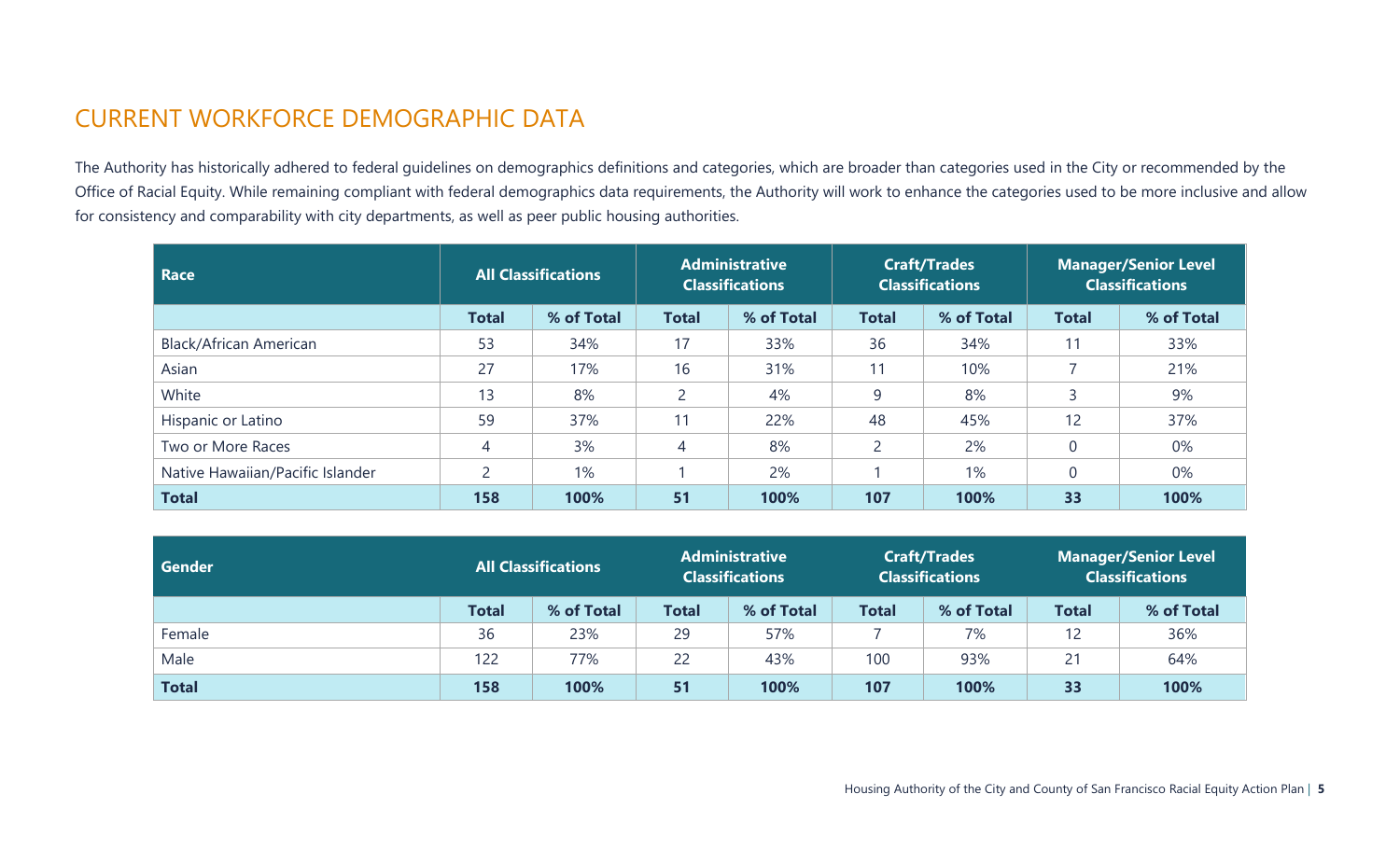## CURRENT WORKFORCE DEMOGRAPHIC DATA

The Authority has historically adhered to federal guidelines on demographics definitions and categories, which are broader than categories used in the City or recommended by the Office of Racial Equity. While remaining compliant with federal demographics data requirements, the Authority will work to enhance the categories used to be more inclusive and allow for consistency and comparability with city departments, as well as peer public housing authorities.

| Race | All Classifications | | Administrative Classifications | | Craft/Trades Classifications | | Manager/Senior Level Classifications | |
|---|---|---|---|---|---|---|---|---|
| | Total | % of Total | Total | % of Total | Total | % of Total | Total | % of Total |
| Black/African American | 53 | 34% | 17 | 33% | 36 | 34% | 11 | 33% |
| Asian | 27 | 17% | 16 | 31% | 11 | 10% | 7 | 21% |
| White | 13 | 8% | 2 | 4% | 9 | 8% | 3 | 9% |
| Hispanic or Latino | 59 | 37% | 11 | 22% | 48 | 45% | 12 | 37% |
| Two or More Races | 4 | 3% | 4 | 8% | 2 | 2% | 0 | 0% |
| Native Hawaiian/Pacific Islander | 2 | 1% | 1 | 2% | 1 | 1% | 0 | 0% |
| **Total** | **158** | **100%** | **51** | **100%** | **107** | **100%** | **33** | **100%** |

| Gender | All Classifications | | Administrative Classifications | | Craft/Trades Classifications | | Manager/Senior Level Classifications | |
|---|---|---|---|---|---|---|---|---|
| | Total | % of Total | Total | % of Total | Total | % of Total | Total | % of Total |
| Female | 36 | 23% | 29 | 57% | 7 | 7% | 12 | 36% |
| Male | 122 | 77% | 22 | 43% | 100 | 93% | 21 | 64% |
| **Total** | **158** | **100%** | **51** | **100%** | **107** | **100%** | **33** | **100%** |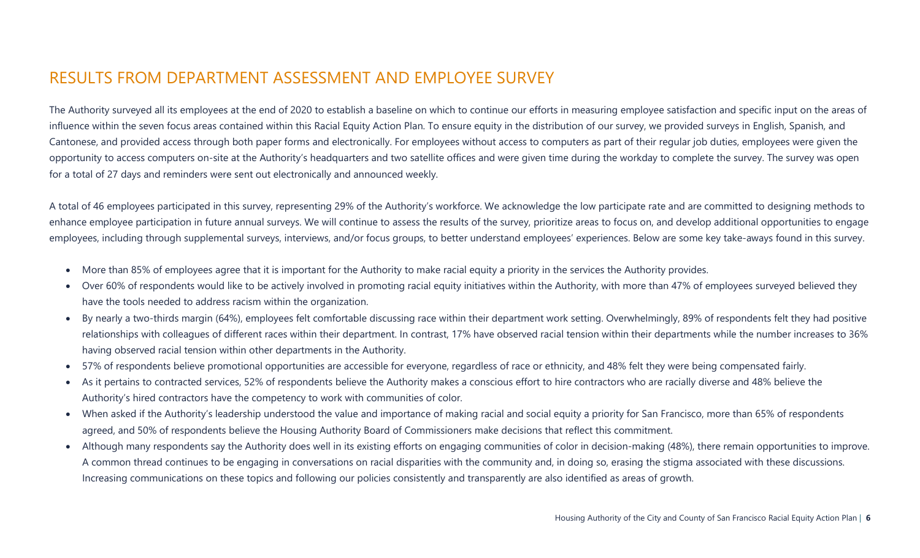## RESULTS FROM DEPARTMENT ASSESSMENT AND EMPLOYEE SURVEY

The Authority surveyed all its employees at the end of 2020 to establish a baseline on which to continue our efforts in measuring employee satisfaction and specific input on the areas of influence within the seven focus areas contained within this Racial Equity Action Plan. To ensure equity in the distribution of our survey, we provided surveys in English, Spanish, and Cantonese, and provided access through both paper forms and electronically. For employees without access to computers as part of their regular job duties, employees were given the opportunity to access computers on-site at the Authority's headquarters and two satellite offices and were given time during the workday to complete the survey. The survey was open for a total of 27 days and reminders were sent out electronically and announced weekly.

A total of 46 employees participated in this survey, representing 29% of the Authority's workforce. We acknowledge the low participate rate and are committed to designing methods to enhance employee participation in future annual surveys. We will continue to assess the results of the survey, prioritize areas to focus on, and develop additional opportunities to engage employees, including through supplemental surveys, interviews, and/or focus groups, to better understand employees' experiences. Below are some key take-aways found in this survey.

- More than 85% of employees agree that it is important for the Authority to make racial equity a priority in the services the Authority provides.
- Over 60% of respondents would like to be actively involved in promoting racial equity initiatives within the Authority, with more than 47% of employees surveyed believed they have the tools needed to address racism within the organization.
- By nearly a two-thirds margin (64%), employees felt comfortable discussing race within their department work setting. Overwhelmingly, 89% of respondents felt they had positive relationships with colleagues of different races within their department. In contrast, 17% have observed racial tension within their departments while the number increases to 36% having observed racial tension within other departments in the Authority.
- 57% of respondents believe promotional opportunities are accessible for everyone, regardless of race or ethnicity, and 48% felt they were being compensated fairly.
- As it pertains to contracted services, 52% of respondents believe the Authority makes a conscious effort to hire contractors who are racially diverse and 48% believe the Authority's hired contractors have the competency to work with communities of color.
- When asked if the Authority's leadership understood the value and importance of making racial and social equity a priority for San Francisco, more than 65% of respondents agreed, and 50% of respondents believe the Housing Authority Board of Commissioners make decisions that reflect this commitment.
- Although many respondents say the Authority does well in its existing efforts on engaging communities of color in decision-making (48%), there remain opportunities to improve. A common thread continues to be engaging in conversations on racial disparities with the community and, in doing so, erasing the stigma associated with these discussions. Increasing communications on these topics and following our policies consistently and transparently are also identified as areas of growth.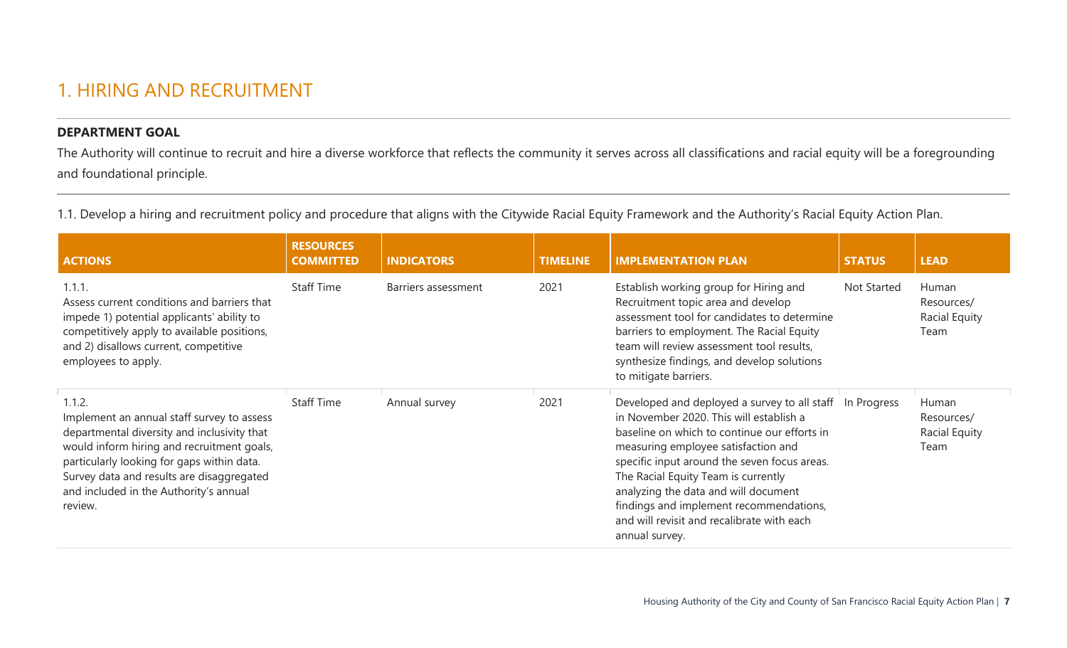# 1. HIRING AND RECRUITMENT

**DEPARTMENT GOAL**

The Authority will continue to recruit and hire a diverse workforce that reflects the community it serves across all classifications and racial equity will be a foregrounding and foundational principle.

1.1. Develop a hiring and recruitment policy and procedure that aligns with the Citywide Racial Equity Framework and the Authority's Racial Equity Action Plan.

| ACTIONS | RESOURCES COMMITTED | INDICATORS | TIMELINE | IMPLEMENTATION PLAN | STATUS | LEAD |
| --- | --- | --- | --- | --- | --- | --- |
| 1.1.1. Assess current conditions and barriers that impede 1) potential applicants' ability to competitively apply to available positions, and 2) disallows current, competitive employees to apply. | Staff Time | Barriers assessment | 2021 | Establish working group for Hiring and Recruitment topic area and develop assessment tool for candidates to determine barriers to employment. The Racial Equity team will review assessment tool results, synthesize findings, and develop solutions to mitigate barriers. | Not Started | Human Resources/ Racial Equity Team |
| 1.1.2. Implement an annual staff survey to assess departmental diversity and inclusivity that would inform hiring and recruitment goals, particularly looking for gaps within data. Survey data and results are disaggregated and included in the Authority's annual review. | Staff Time | Annual survey | 2021 | Developed and deployed a survey to all staff in November 2020. This will establish a baseline on which to continue our efforts in measuring employee satisfaction and specific input around the seven focus areas. The Racial Equity Team is currently analyzing the data and will document findings and implement recommendations, and will revisit and recalibrate with each annual survey. | In Progress | Human Resources/ Racial Equity Team |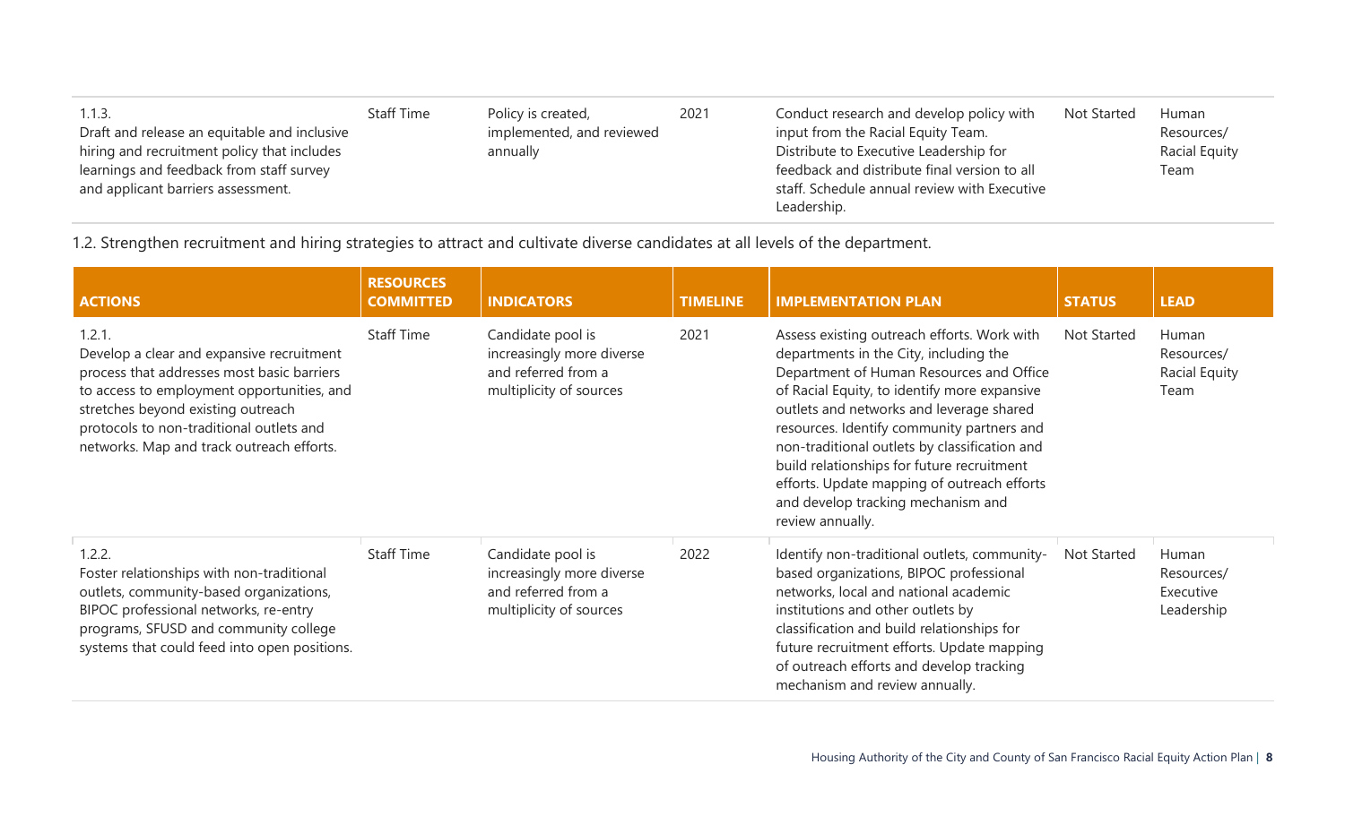| ACTIONS | RESOURCES COMMITTED | INDICATORS | TIMELINE | IMPLEMENTATION PLAN | STATUS | LEAD |
|---|---|---|---|---|---|---|
| 1.1.3.<br>Draft and release an equitable and inclusive hiring and recruitment policy that includes learnings and feedback from staff survey and applicant barriers assessment. | Staff Time | Policy is created, implemented, and reviewed annually | 2021 | Conduct research and develop policy with input from the Racial Equity Team. Distribute to Executive Leadership for feedback and distribute final version to all staff. Schedule annual review with Executive Leadership. | Not Started | Human Resources/ Racial Equity Team |

1.2. Strengthen recruitment and hiring strategies to attract and cultivate diverse candidates at all levels of the department.

| ACTIONS | RESOURCES COMMITTED | INDICATORS | TIMELINE | IMPLEMENTATION PLAN | STATUS | LEAD |
|---|---|---|---|---|---|---|
| 1.2.1.<br>Develop a clear and expansive recruitment process that addresses most basic barriers to access to employment opportunities, and stretches beyond existing outreach protocols to non-traditional outlets and networks. Map and track outreach efforts. | Staff Time | Candidate pool is increasingly more diverse and referred from a multiplicity of sources | 2021 | Assess existing outreach efforts. Work with departments in the City, including the Department of Human Resources and Office of Racial Equity, to identify more expansive outlets and networks and leverage shared resources. Identify community partners and non-traditional outlets by classification and build relationships for future recruitment efforts. Update mapping of outreach efforts and develop tracking mechanism and review annually. | Not Started | Human Resources/ Racial Equity Team |
| 1.2.2.<br>Foster relationships with non-traditional outlets, community-based organizations, BIPOC professional networks, re-entry programs, SFUSD and community college systems that could feed into open positions. | Staff Time | Candidate pool is increasingly more diverse and referred from a multiplicity of sources | 2022 | Identify non-traditional outlets, community-based organizations, BIPOC professional networks, local and national academic institutions and other outlets by classification and build relationships for future recruitment efforts. Update mapping of outreach efforts and develop tracking mechanism and review annually. | Not Started | Human Resources/ Executive Leadership |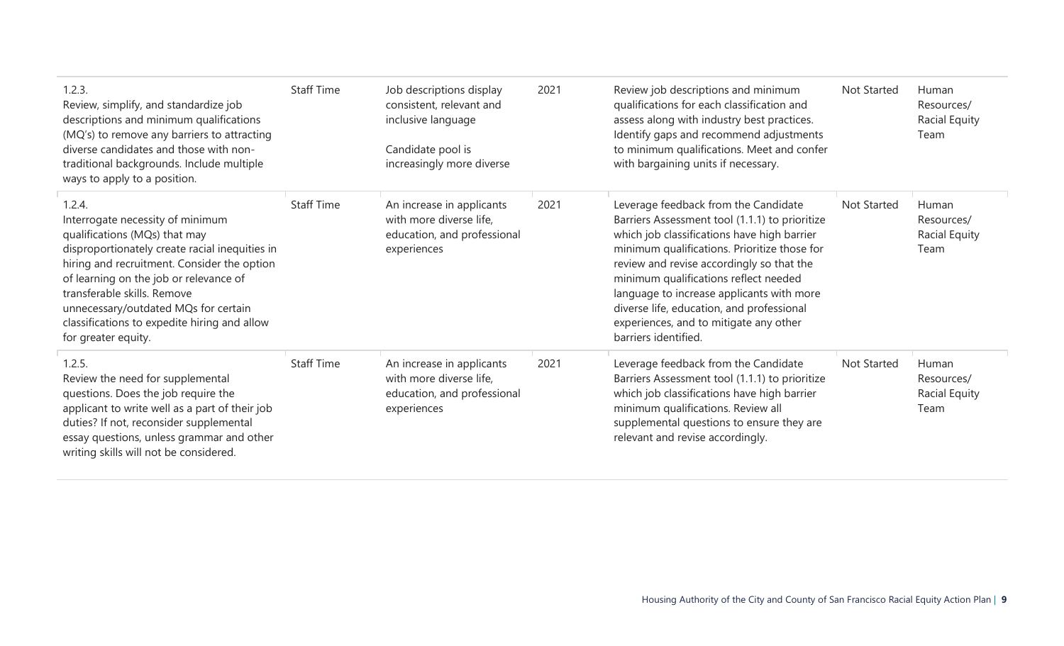| | | | | | | |
|---|---|---|---|---|---|---|
| 1.2.3. Review, simplify, and standardize job descriptions and minimum qualifications (MQ's) to remove any barriers to attracting diverse candidates and those with non-traditional backgrounds. Include multiple ways to apply to a position. | Staff Time | Job descriptions display consistent, relevant and inclusive language<br><br>Candidate pool is increasingly more diverse | 2021 | Review job descriptions and minimum qualifications for each classification and assess along with industry best practices. Identify gaps and recommend adjustments to minimum qualifications. Meet and confer with bargaining units if necessary. | Not Started | Human Resources/ Racial Equity Team |
| 1.2.4. Interrogate necessity of minimum qualifications (MQs) that may disproportionately create racial inequities in hiring and recruitment. Consider the option of learning on the job or relevance of transferable skills. Remove unnecessary/outdated MQs for certain classifications to expedite hiring and allow for greater equity. | Staff Time | An increase in applicants with more diverse life, education, and professional experiences | 2021 | Leverage feedback from the Candidate Barriers Assessment tool (1.1.1) to prioritize which job classifications have high barrier minimum qualifications. Prioritize those for review and revise accordingly so that the minimum qualifications reflect needed language to increase applicants with more diverse life, education, and professional experiences, and to mitigate any other barriers identified. | Not Started | Human Resources/ Racial Equity Team |
| 1.2.5. Review the need for supplemental questions. Does the job require the applicant to write well as a part of their job duties? If not, reconsider supplemental essay questions, unless grammar and other writing skills will not be considered. | Staff Time | An increase in applicants with more diverse life, education, and professional experiences | 2021 | Leverage feedback from the Candidate Barriers Assessment tool (1.1.1) to prioritize which job classifications have high barrier minimum qualifications. Review all supplemental questions to ensure they are relevant and revise accordingly. | Not Started | Human Resources/ Racial Equity Team |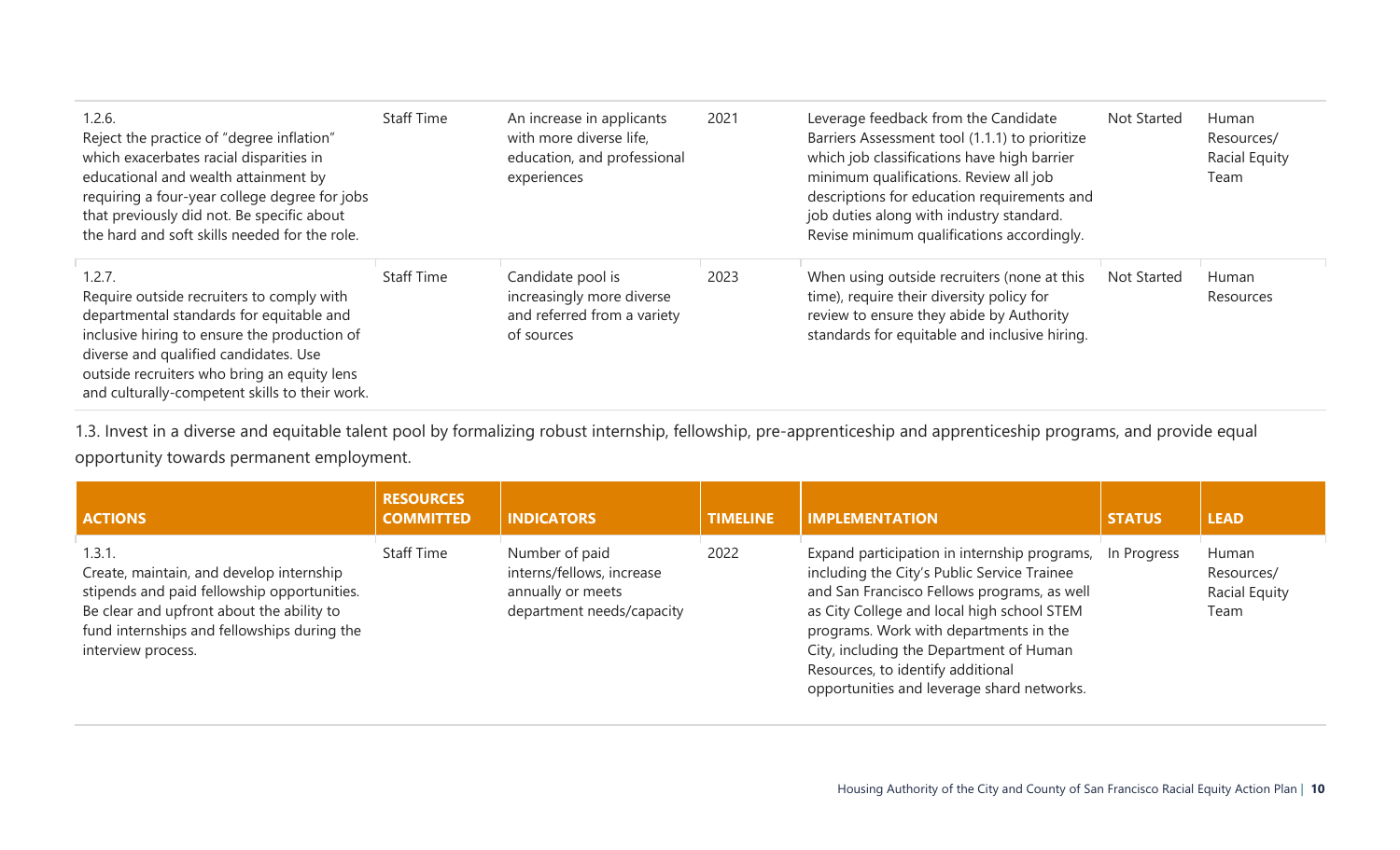| ACTIONS | RESOURCES COMMITTED | INDICATORS | TIMELINE | IMPLEMENTATION | STATUS | LEAD |
|---|---|---|---|---|---|---|
| 1.2.6. Reject the practice of "degree inflation" which exacerbates racial disparities in educational and wealth attainment by requiring a four-year college degree for jobs that previously did not. Be specific about the hard and soft skills needed for the role. | Staff Time | An increase in applicants with more diverse life, education, and professional experiences | 2021 | Leverage feedback from the Candidate Barriers Assessment tool (1.1.1) to prioritize which job classifications have high barrier minimum qualifications. Review all job descriptions for education requirements and job duties along with industry standard. Revise minimum qualifications accordingly. | Not Started | Human Resources/ Racial Equity Team |
| 1.2.7. Require outside recruiters to comply with departmental standards for equitable and inclusive hiring to ensure the production of diverse and qualified candidates. Use outside recruiters who bring an equity lens and culturally-competent skills to their work. | Staff Time | Candidate pool is increasingly more diverse and referred from a variety of sources | 2023 | When using outside recruiters (none at this time), require their diversity policy for review to ensure they abide by Authority standards for equitable and inclusive hiring. | Not Started | Human Resources |

1.3. Invest in a diverse and equitable talent pool by formalizing robust internship, fellowship, pre-apprenticeship and apprenticeship programs, and provide equal opportunity towards permanent employment.

| ACTIONS | RESOURCES COMMITTED | INDICATORS | TIMELINE | IMPLEMENTATION | STATUS | LEAD |
|---|---|---|---|---|---|---|
| 1.3.1. Create, maintain, and develop internship stipends and paid fellowship opportunities. Be clear and upfront about the ability to fund internships and fellowships during the interview process. | Staff Time | Number of paid interns/fellows, increase annually or meets department needs/capacity | 2022 | Expand participation in internship programs, including the City's Public Service Trainee and San Francisco Fellows programs, as well as City College and local high school STEM programs. Work with departments in the City, including the Department of Human Resources, to identify additional opportunities and leverage shard networks. | In Progress | Human Resources/ Racial Equity Team |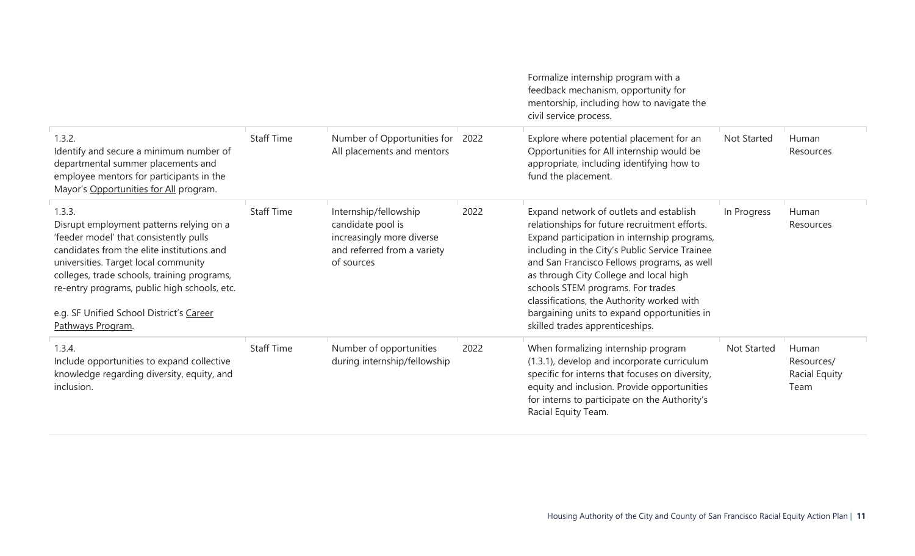| | | | | | | |
|---|---|---|---|---|---|---|
| | | | | Formalize internship program with a feedback mechanism, opportunity for mentorship, including how to navigate the civil service process. | | |
| 1.3.2.<br>Identify and secure a minimum number of departmental summer placements and employee mentors for participants in the Mayor's Opportunities for All program. | Staff Time | Number of Opportunities for All placements and mentors | 2022 | Explore where potential placement for an Opportunities for All internship would be appropriate, including identifying how to fund the placement. | Not Started | Human Resources |
| 1.3.3.<br>Disrupt employment patterns relying on a 'feeder model' that consistently pulls candidates from the elite institutions and universities. Target local community colleges, trade schools, training programs, re-entry programs, public high schools, etc.<br><br>e.g. SF Unified School District's Career Pathways Program. | Staff Time | Internship/fellowship candidate pool is increasingly more diverse and referred from a variety of sources | 2022 | Expand network of outlets and establish relationships for future recruitment efforts. Expand participation in internship programs, including in the City's Public Service Trainee and San Francisco Fellows programs, as well as through City College and local high schools STEM programs. For trades classifications, the Authority worked with bargaining units to expand opportunities in skilled trades apprenticeships. | In Progress | Human Resources |
| 1.3.4.<br>Include opportunities to expand collective knowledge regarding diversity, equity, and inclusion. | Staff Time | Number of opportunities during internship/fellowship | 2022 | When formalizing internship program (1.3.1), develop and incorporate curriculum specific for interns that focuses on diversity, equity and inclusion. Provide opportunities for interns to participate on the Authority's Racial Equity Team. | Not Started | Human Resources/ Racial Equity Team |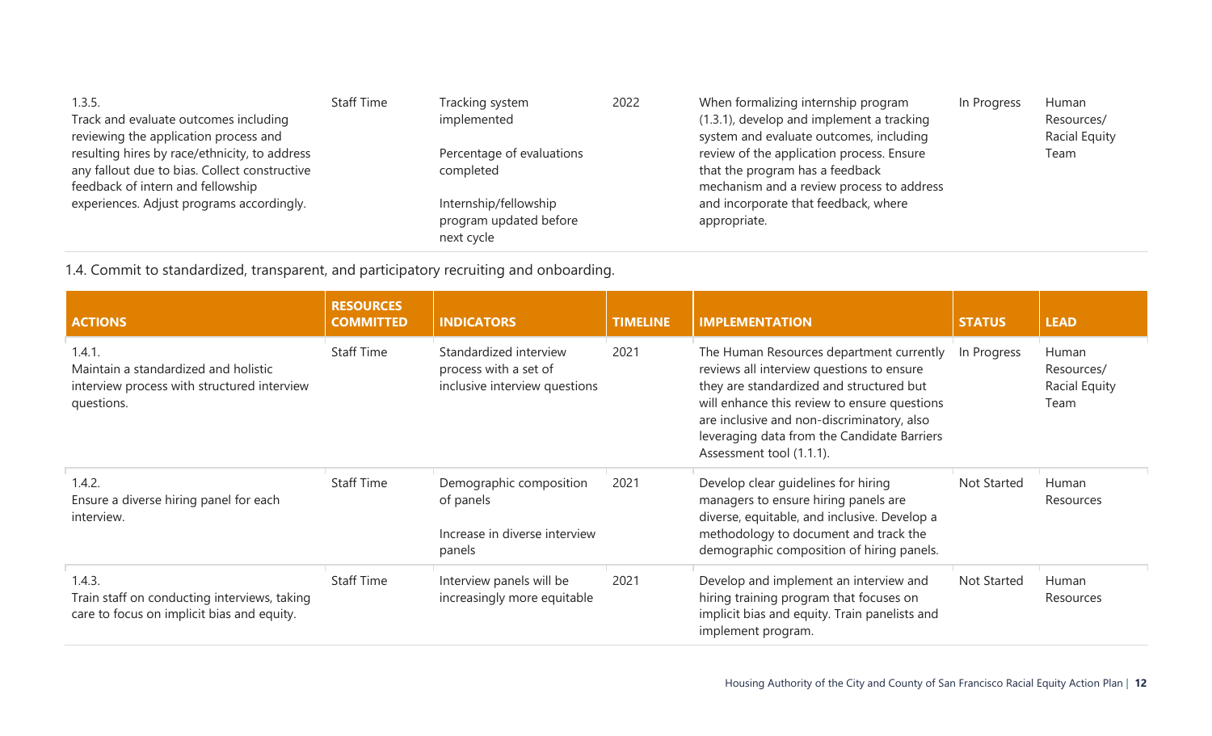| ACTIONS | RESOURCES COMMITTED | INDICATORS | TIMELINE | IMPLEMENTATION | STATUS | LEAD |
|---|---|---|---|---|---|---|
| 1.3.5. Track and evaluate outcomes including reviewing the application process and resulting hires by race/ethnicity, to address any fallout due to bias. Collect constructive feedback of intern and fellowship experiences. Adjust programs accordingly. | Staff Time | Tracking system implemented<br><br>Percentage of evaluations completed<br><br>Internship/fellowship program updated before next cycle | 2022 | When formalizing internship program (1.3.1), develop and implement a tracking system and evaluate outcomes, including review of the application process. Ensure that the program has a feedback mechanism and a review process to address and incorporate that feedback, where appropriate. | In Progress | Human Resources/ Racial Equity Team |

1.4. Commit to standardized, transparent, and participatory recruiting and onboarding.

| ACTIONS | RESOURCES COMMITTED | INDICATORS | TIMELINE | IMPLEMENTATION | STATUS | LEAD |
|---|---|---|---|---|---|---|
| 1.4.1. Maintain a standardized and holistic interview process with structured interview questions. | Staff Time | Standardized interview process with a set of inclusive interview questions | 2021 | The Human Resources department currently reviews all interview questions to ensure they are standardized and structured but will enhance this review to ensure questions are inclusive and non-discriminatory, also leveraging data from the Candidate Barriers Assessment tool (1.1.1). | In Progress | Human Resources/ Racial Equity Team |
| 1.4.2. Ensure a diverse hiring panel for each interview. | Staff Time | Demographic composition of panels<br><br>Increase in diverse interview panels | 2021 | Develop clear guidelines for hiring managers to ensure hiring panels are diverse, equitable, and inclusive. Develop a methodology to document and track the demographic composition of hiring panels. | Not Started | Human Resources |
| 1.4.3. Train staff on conducting interviews, taking care to focus on implicit bias and equity. | Staff Time | Interview panels will be increasingly more equitable | 2021 | Develop and implement an interview and hiring training program that focuses on implicit bias and equity. Train panelists and implement program. | Not Started | Human Resources |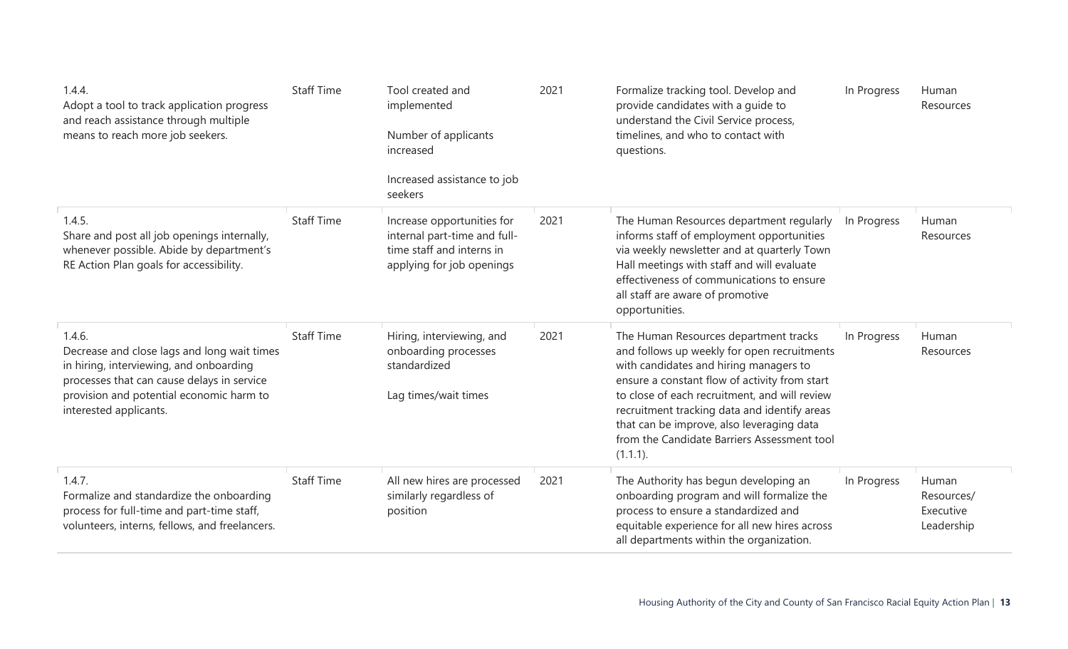| | | | | | | |
|---|---|---|---|---|---|---|
| 1.4.4.<br>Adopt a tool to track application progress and reach assistance through multiple means to reach more job seekers. | Staff Time | Tool created and implemented<br><br>Number of applicants increased<br><br>Increased assistance to job seekers | 2021 | Formalize tracking tool. Develop and provide candidates with a guide to understand the Civil Service process, timelines, and who to contact with questions. | In Progress | Human Resources |
| 1.4.5.<br>Share and post all job openings internally, whenever possible. Abide by department's RE Action Plan goals for accessibility. | Staff Time | Increase opportunities for internal part-time and full-time staff and interns in applying for job openings | 2021 | The Human Resources department regularly informs staff of employment opportunities via weekly newsletter and at quarterly Town Hall meetings with staff and will evaluate effectiveness of communications to ensure all staff are aware of promotive opportunities. | In Progress | Human Resources |
| 1.4.6.<br>Decrease and close lags and long wait times in hiring, interviewing, and onboarding processes that can cause delays in service provision and potential economic harm to interested applicants. | Staff Time | Hiring, interviewing, and onboarding processes standardized<br><br>Lag times/wait times | 2021 | The Human Resources department tracks and follows up weekly for open recruitments with candidates and hiring managers to ensure a constant flow of activity from start to close of each recruitment, and will review recruitment tracking data and identify areas that can be improve, also leveraging data from the Candidate Barriers Assessment tool (1.1.1). | In Progress | Human Resources |
| 1.4.7.<br>Formalize and standardize the onboarding process for full-time and part-time staff, volunteers, interns, fellows, and freelancers. | Staff Time | All new hires are processed similarly regardless of position | 2021 | The Authority has begun developing an onboarding program and will formalize the process to ensure a standardized and equitable experience for all new hires across all departments within the organization. | In Progress | Human Resources/ Executive Leadership |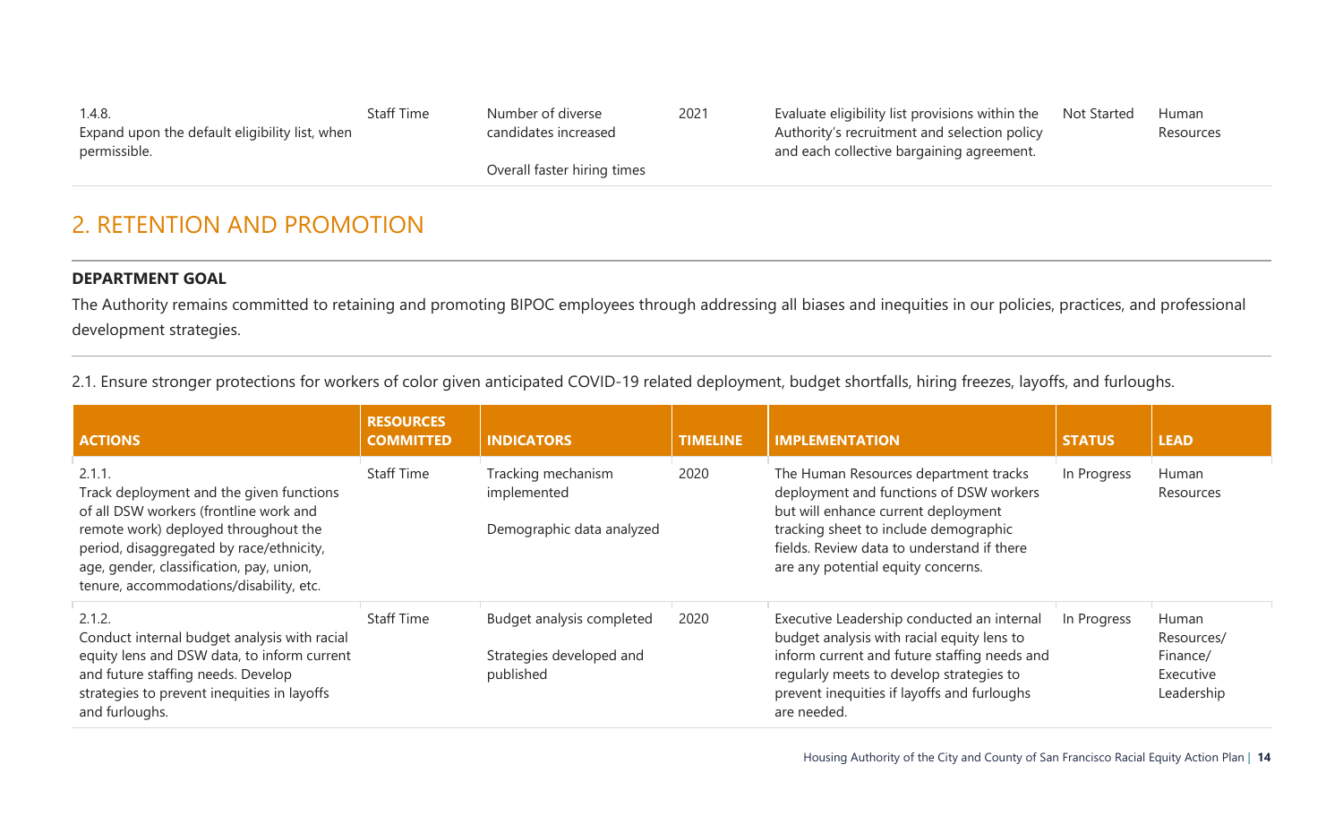| ACTIONS | RESOURCES COMMITTED | INDICATORS | TIMELINE | IMPLEMENTATION | STATUS | LEAD |
|---|---|---|---|---|---|---|
| 1.4.8. Expand upon the default eligibility list, when permissible. | Staff Time | Number of diverse candidates increased<br><br>Overall faster hiring times | 2021 | Evaluate eligibility list provisions within the Authority's recruitment and selection policy and each collective bargaining agreement. | Not Started | Human Resources |

## 2. RETENTION AND PROMOTION

**DEPARTMENT GOAL**

The Authority remains committed to retaining and promoting BIPOC employees through addressing all biases and inequities in our policies, practices, and professional development strategies.

2.1. Ensure stronger protections for workers of color given anticipated COVID-19 related deployment, budget shortfalls, hiring freezes, layoffs, and furloughs.

| ACTIONS | RESOURCES COMMITTED | INDICATORS | TIMELINE | IMPLEMENTATION | STATUS | LEAD |
|---|---|---|---|---|---|---|
| 2.1.1. Track deployment and the given functions of all DSW workers (frontline work and remote work) deployed throughout the period, disaggregated by race/ethnicity, age, gender, classification, pay, union, tenure, accommodations/disability, etc. | Staff Time | Tracking mechanism implemented<br><br>Demographic data analyzed | 2020 | The Human Resources department tracks deployment and functions of DSW workers but will enhance current deployment tracking sheet to include demographic fields. Review data to understand if there are any potential equity concerns. | In Progress | Human Resources |
| 2.1.2. Conduct internal budget analysis with racial equity lens and DSW data, to inform current and future staffing needs. Develop strategies to prevent inequities in layoffs and furloughs. | Staff Time | Budget analysis completed<br><br>Strategies developed and published | 2020 | Executive Leadership conducted an internal budget analysis with racial equity lens to inform current and future staffing needs and regularly meets to develop strategies to prevent inequities if layoffs and furloughs are needed. | In Progress | Human Resources/ Finance/ Executive Leadership |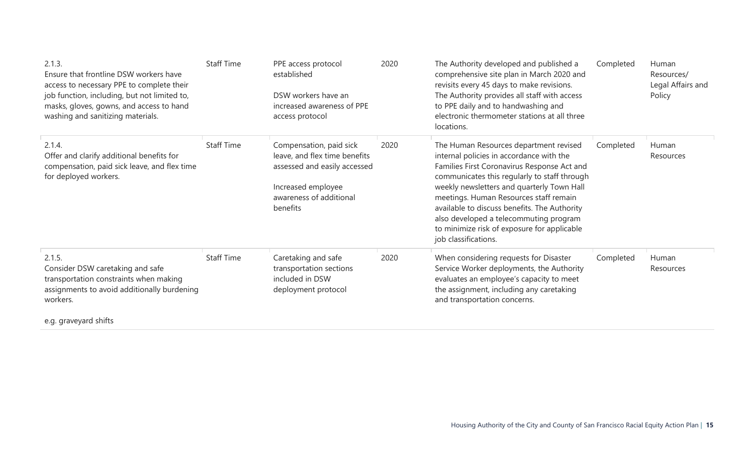| | | | | | | |
|---|---|---|---|---|---|---|
| 2.1.3.<br>Ensure that frontline DSW workers have access to necessary PPE to complete their job function, including, but not limited to, masks, gloves, gowns, and access to hand washing and sanitizing materials. | Staff Time | PPE access protocol established<br><br>DSW workers have an increased awareness of PPE access protocol | 2020 | The Authority developed and published a comprehensive site plan in March 2020 and revisits every 45 days to make revisions. The Authority provides all staff with access to PPE daily and to handwashing and electronic thermometer stations at all three locations. | Completed | Human Resources/ Legal Affairs and Policy |
| 2.1.4.<br>Offer and clarify additional benefits for compensation, paid sick leave, and flex time for deployed workers. | Staff Time | Compensation, paid sick leave, and flex time benefits assessed and easily accessed<br><br>Increased employee awareness of additional benefits | 2020 | The Human Resources department revised internal policies in accordance with the Families First Coronavirus Response Act and communicates this regularly to staff through weekly newsletters and quarterly Town Hall meetings. Human Resources staff remain available to discuss benefits. The Authority also developed a telecommuting program to minimize risk of exposure for applicable job classifications. | Completed | Human Resources |
| 2.1.5.<br>Consider DSW caretaking and safe transportation constraints when making assignments to avoid additionally burdening workers.<br><br>e.g. graveyard shifts | Staff Time | Caretaking and safe transportation sections included in DSW deployment protocol | 2020 | When considering requests for Disaster Service Worker deployments, the Authority evaluates an employee's capacity to meet the assignment, including any caretaking and transportation concerns. | Completed | Human Resources |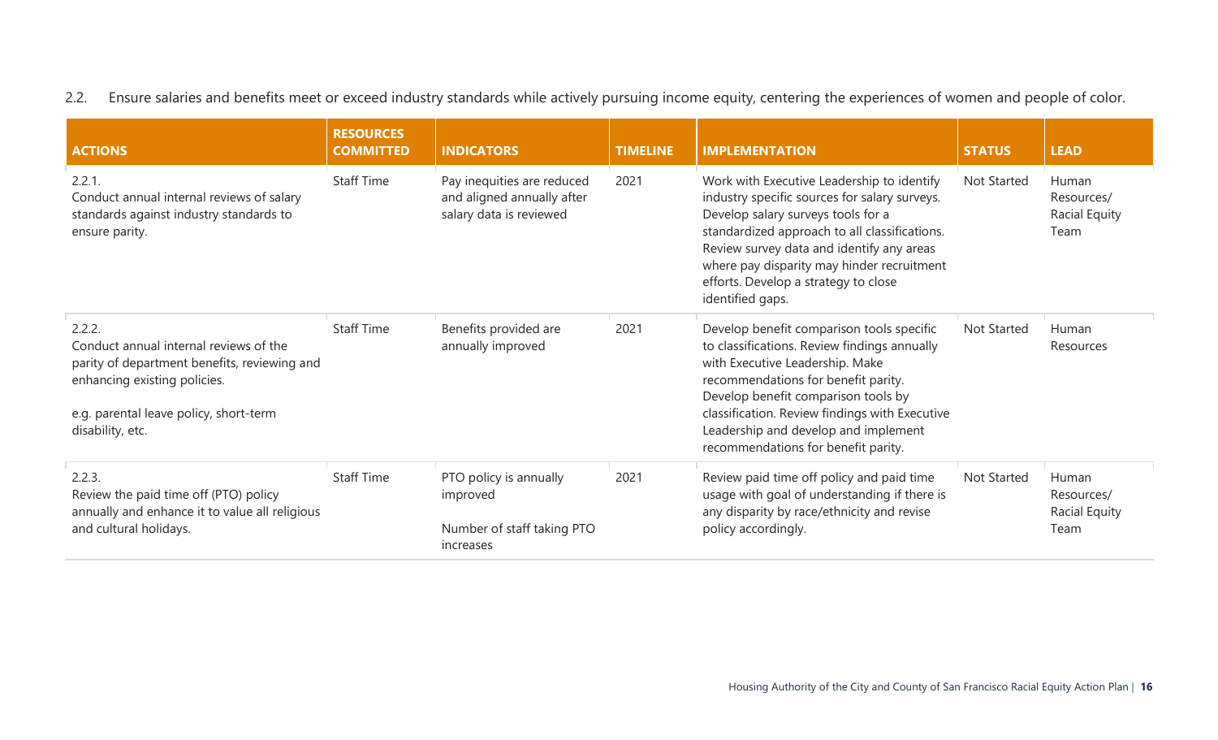2.2. Ensure salaries and benefits meet or exceed industry standards while actively pursuing income equity, centering the experiences of women and people of color.

| ACTIONS | RESOURCES COMMITTED | INDICATORS | TIMELINE | IMPLEMENTATION | STATUS | LEAD |
|---|---|---|---|---|---|---|
| 2.2.1.<br>Conduct annual internal reviews of salary standards against industry standards to ensure parity. | Staff Time | Pay inequities are reduced and aligned annually after salary data is reviewed | 2021 | Work with Executive Leadership to identify industry specific sources for salary surveys. Develop salary surveys tools for a standardized approach to all classifications. Review survey data and identify any areas where pay disparity may hinder recruitment efforts. Develop a strategy to close identified gaps. | Not Started | Human Resources/ Racial Equity Team |
| 2.2.2.<br>Conduct annual internal reviews of the parity of department benefits, reviewing and enhancing existing policies.<br><br>e.g. parental leave policy, short-term disability, etc. | Staff Time | Benefits provided are annually improved | 2021 | Develop benefit comparison tools specific to classifications. Review findings annually with Executive Leadership. Make recommendations for benefit parity. Develop benefit comparison tools by classification. Review findings with Executive Leadership and develop and implement recommendations for benefit parity. | Not Started | Human Resources |
| 2.2.3.<br>Review the paid time off (PTO) policy annually and enhance it to value all religious and cultural holidays. | Staff Time | PTO policy is annually improved<br><br>Number of staff taking PTO increases | 2021 | Review paid time off policy and paid time usage with goal of understanding if there is any disparity by race/ethnicity and revise policy accordingly. | Not Started | Human Resources/ Racial Equity Team |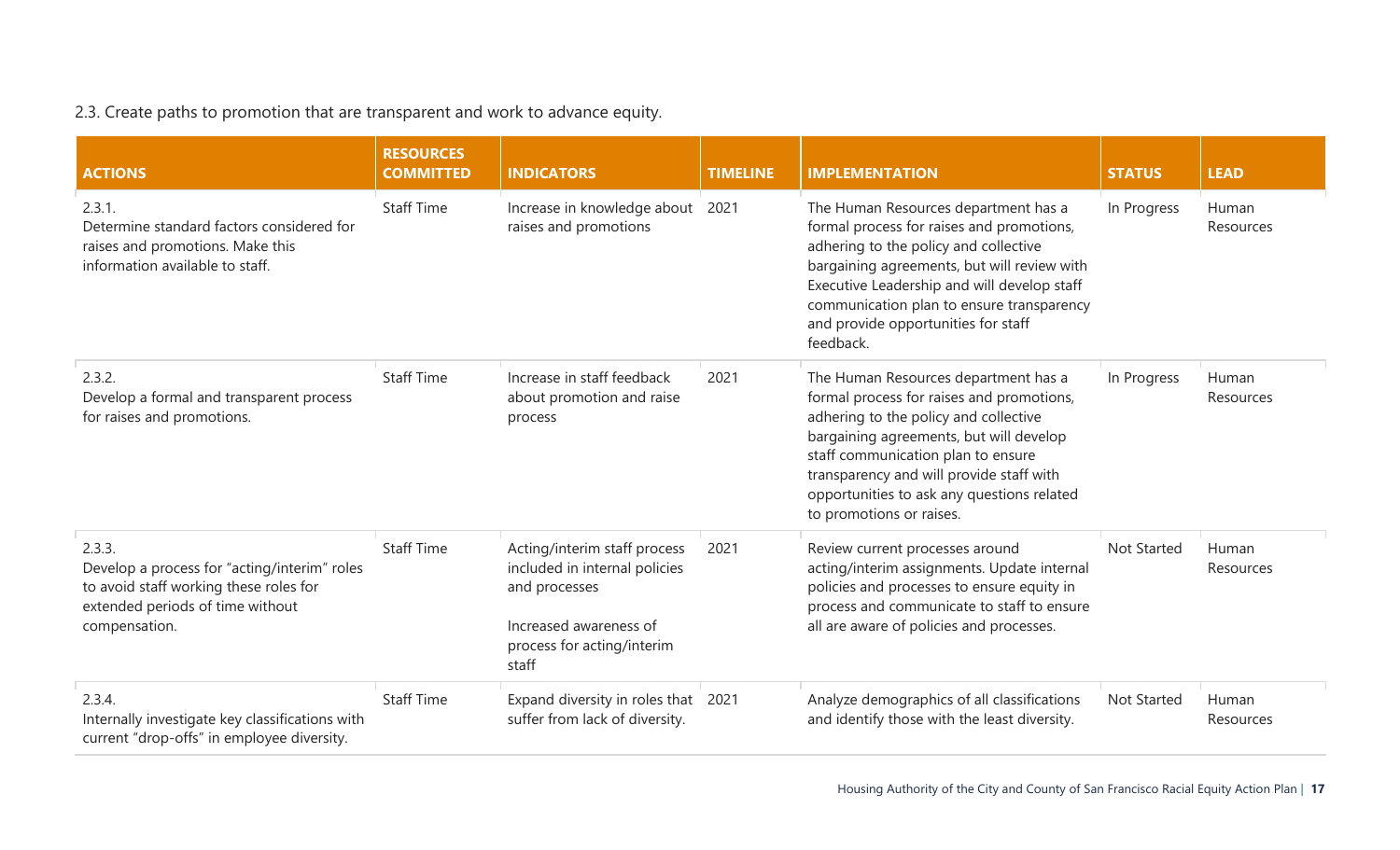2.3. Create paths to promotion that are transparent and work to advance equity.

| ACTIONS | RESOURCES COMMITTED | INDICATORS | TIMELINE | IMPLEMENTATION | STATUS | LEAD |
|---|---|---|---|---|---|---|
| 2.3.1. Determine standard factors considered for raises and promotions. Make this information available to staff. | Staff Time | Increase in knowledge about raises and promotions | 2021 | The Human Resources department has a formal process for raises and promotions, adhering to the policy and collective bargaining agreements, but will review with Executive Leadership and will develop staff communication plan to ensure transparency and provide opportunities for staff feedback. | In Progress | Human Resources |
| 2.3.2. Develop a formal and transparent process for raises and promotions. | Staff Time | Increase in staff feedback about promotion and raise process | 2021 | The Human Resources department has a formal process for raises and promotions, adhering to the policy and collective bargaining agreements, but will develop staff communication plan to ensure transparency and will provide staff with opportunities to ask any questions related to promotions or raises. | In Progress | Human Resources |
| 2.3.3. Develop a process for "acting/interim" roles to avoid staff working these roles for extended periods of time without compensation. | Staff Time | Acting/interim staff process included in internal policies and processes<br><br>Increased awareness of process for acting/interim staff | 2021 | Review current processes around acting/interim assignments. Update internal policies and processes to ensure equity in process and communicate to staff to ensure all are aware of policies and processes. | Not Started | Human Resources |
| 2.3.4. Internally investigate key classifications with current "drop-offs" in employee diversity. | Staff Time | Expand diversity in roles that suffer from lack of diversity. | 2021 | Analyze demographics of all classifications and identify those with the least diversity. | Not Started | Human Resources |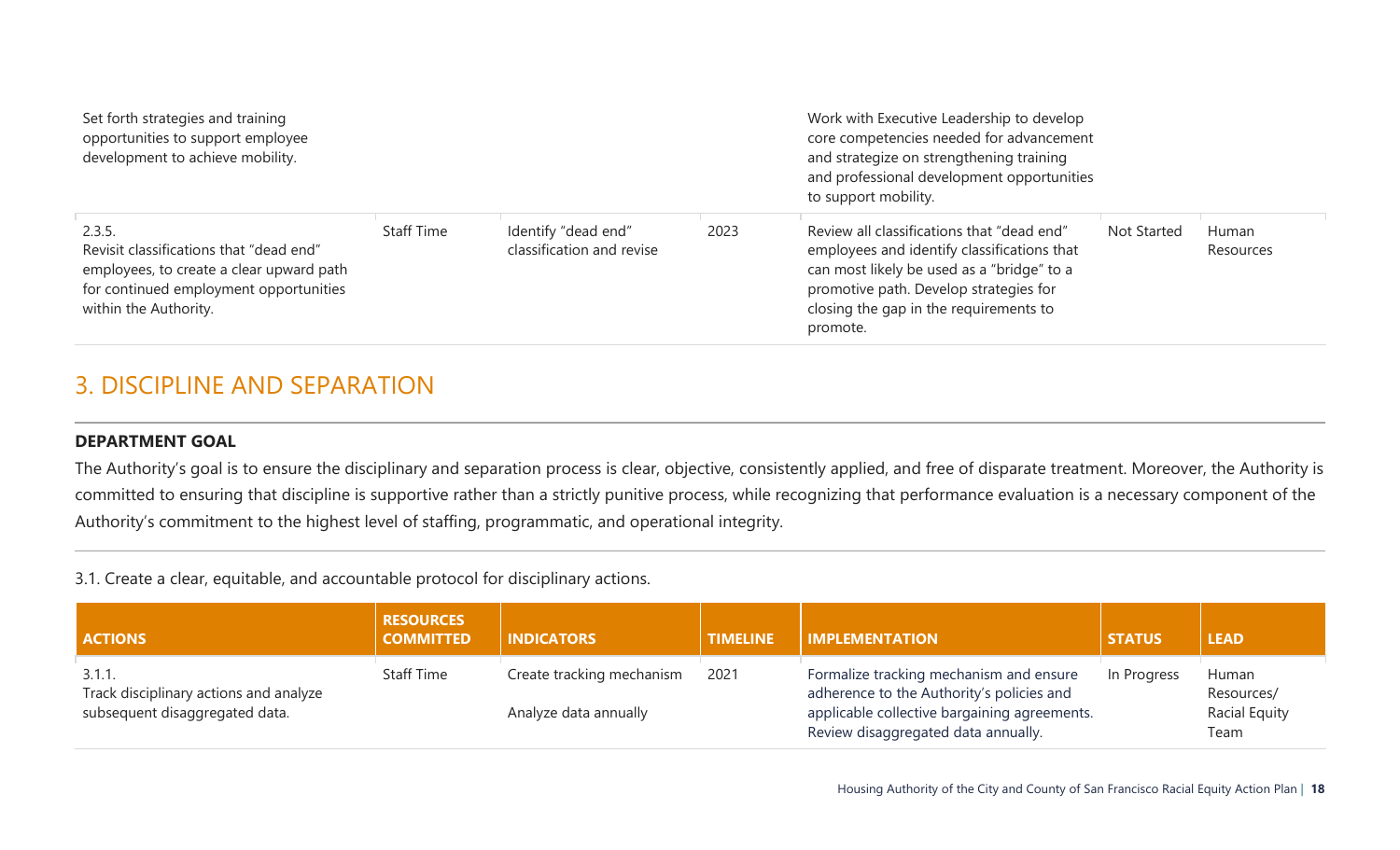| ACTIONS | RESOURCES COMMITTED | INDICATORS | TIMELINE | IMPLEMENTATION | STATUS | LEAD |
|---|---|---|---|---|---|---|
| Set forth strategies and training opportunities to support employee development to achieve mobility. | | | | Work with Executive Leadership to develop core competencies needed for advancement and strategize on strengthening training and professional development opportunities to support mobility. | | |
| 2.3.5. Revisit classifications that "dead end" employees, to create a clear upward path for continued employment opportunities within the Authority. | Staff Time | Identify "dead end" classification and revise | 2023 | Review all classifications that "dead end" employees and identify classifications that can most likely be used as a "bridge" to a promotive path. Develop strategies for closing the gap in the requirements to promote. | Not Started | Human Resources |

## 3. DISCIPLINE AND SEPARATION

**DEPARTMENT GOAL**

The Authority's goal is to ensure the disciplinary and separation process is clear, objective, consistently applied, and free of disparate treatment. Moreover, the Authority is committed to ensuring that discipline is supportive rather than a strictly punitive process, while recognizing that performance evaluation is a necessary component of the Authority's commitment to the highest level of staffing, programmatic, and operational integrity.

3.1. Create a clear, equitable, and accountable protocol for disciplinary actions.

| ACTIONS | RESOURCES COMMITTED | INDICATORS | TIMELINE | IMPLEMENTATION | STATUS | LEAD |
|---|---|---|---|---|---|---|
| 3.1.1. Track disciplinary actions and analyze subsequent disaggregated data. | Staff Time | Create tracking mechanism<br><br>Analyze data annually | 2021 | Formalize tracking mechanism and ensure adherence to the Authority's policies and applicable collective bargaining agreements. Review disaggregated data annually. | In Progress | Human Resources/ Racial Equity Team |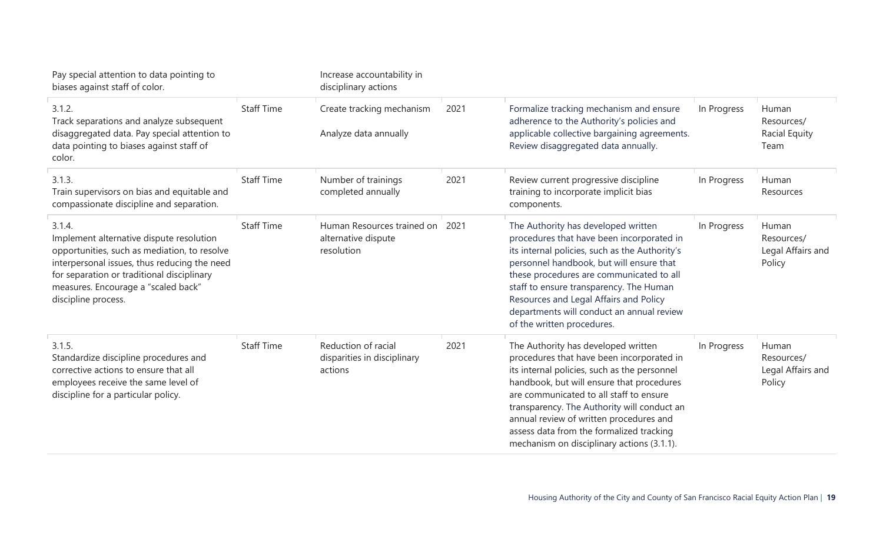| | | | | | | |
|---|---|---|---|---|---|---|
| Pay special attention to data pointing to biases against staff of color. | | Increase accountability in disciplinary actions | | | | |
| 3.1.2. Track separations and analyze subsequent disaggregated data. Pay special attention to data pointing to biases against staff of color. | Staff Time | Create tracking mechanism<br><br>Analyze data annually | 2021 | Formalize tracking mechanism and ensure adherence to the Authority's policies and applicable collective bargaining agreements. Review disaggregated data annually. | In Progress | Human Resources/ Racial Equity Team |
| 3.1.3. Train supervisors on bias and equitable and compassionate discipline and separation. | Staff Time | Number of trainings completed annually | 2021 | Review current progressive discipline training to incorporate implicit bias components. | In Progress | Human Resources |
| 3.1.4. Implement alternative dispute resolution opportunities, such as mediation, to resolve interpersonal issues, thus reducing the need for separation or traditional disciplinary measures. Encourage a "scaled back" discipline process. | Staff Time | Human Resources trained on alternative dispute resolution | 2021 | The Authority has developed written procedures that have been incorporated in its internal policies, such as the Authority's personnel handbook, but will ensure that these procedures are communicated to all staff to ensure transparency. The Human Resources and Legal Affairs and Policy departments will conduct an annual review of the written procedures. | In Progress | Human Resources/ Legal Affairs and Policy |
| 3.1.5. Standardize discipline procedures and corrective actions to ensure that all employees receive the same level of discipline for a particular policy. | Staff Time | Reduction of racial disparities in disciplinary actions | 2021 | The Authority has developed written procedures that have been incorporated in its internal policies, such as the personnel handbook, but will ensure that procedures are communicated to all staff to ensure transparency. The Authority will conduct an annual review of written procedures and assess data from the formalized tracking mechanism on disciplinary actions (3.1.1). | In Progress | Human Resources/ Legal Affairs and Policy |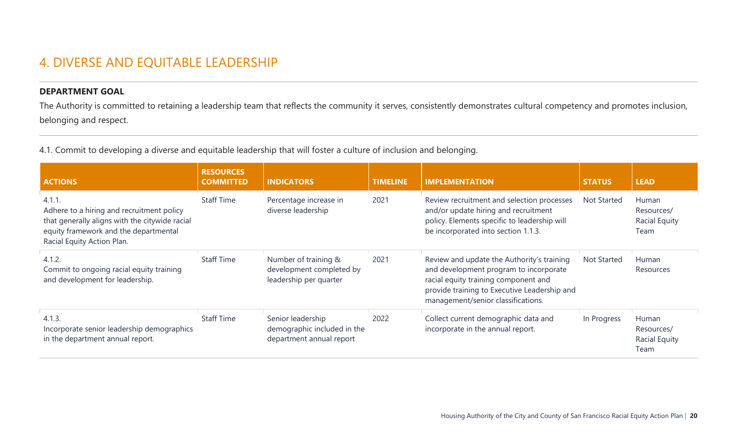## 4. DIVERSE AND EQUITABLE LEADERSHIP

**DEPARTMENT GOAL**

The Authority is committed to retaining a leadership team that reflects the community it serves, consistently demonstrates cultural competency and promotes inclusion, belonging and respect.

4.1. Commit to developing a diverse and equitable leadership that will foster a culture of inclusion and belonging.

| ACTIONS | RESOURCES COMMITTED | INDICATORS | TIMELINE | IMPLEMENTATION | STATUS | LEAD |
|---|---|---|---|---|---|---|
| 4.1.1. Adhere to a hiring and recruitment policy that generally aligns with the citywide racial equity framework and the departmental Racial Equity Action Plan. | Staff Time | Percentage increase in diverse leadership | 2021 | Review recruitment and selection processes and/or update hiring and recruitment policy. Elements specific to leadership will be incorporated into section 1.1.3. | Not Started | Human Resources/ Racial Equity Team |
| 4.1.2. Commit to ongoing racial equity training and development for leadership. | Staff Time | Number of training & development completed by leadership per quarter | 2021 | Review and update the Authority's training and development program to incorporate racial equity training component and provide training to Executive Leadership and management/senior classifications. | Not Started | Human Resources |
| 4.1.3. Incorporate senior leadership demographics in the department annual report. | Staff Time | Senior leadership demographic included in the department annual report | 2022 | Collect current demographic data and incorporate in the annual report. | In Progress | Human Resources/ Racial Equity Team |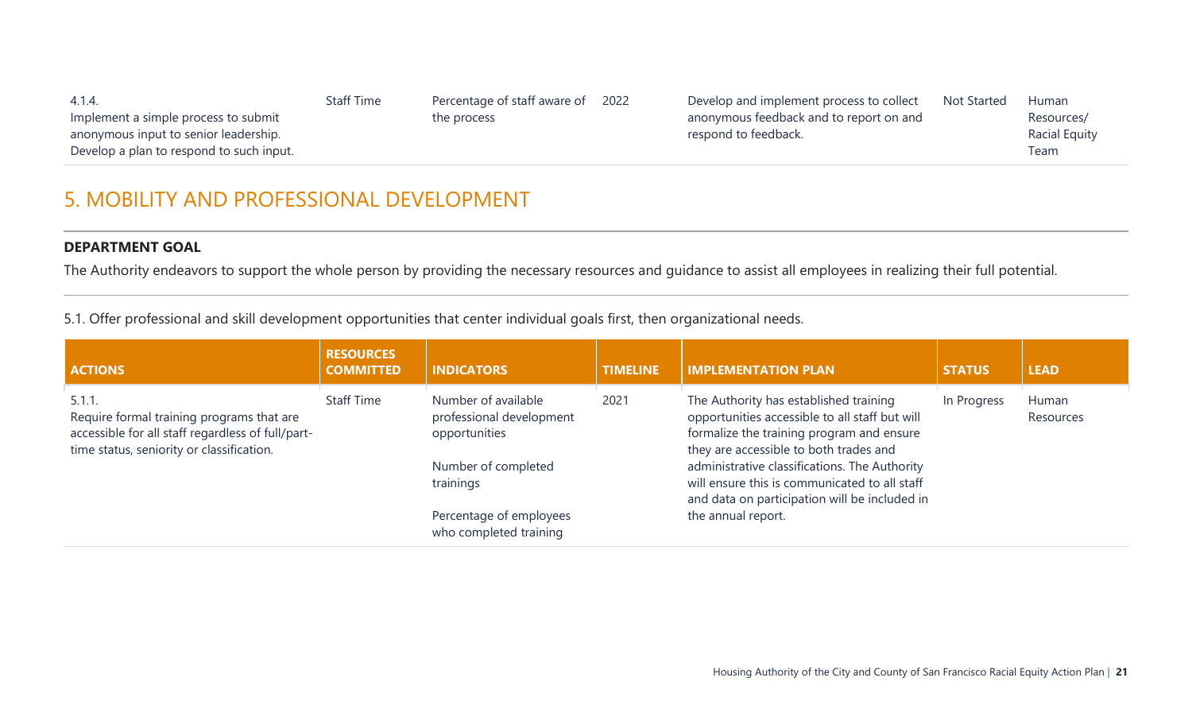| ACTIONS | RESOURCES COMMITTED | INDICATORS | TIMELINE | IMPLEMENTATION PLAN | STATUS | LEAD |
|---|---|---|---|---|---|---|
| 4.1.4. Implement a simple process to submit anonymous input to senior leadership. Develop a plan to respond to such input. | Staff Time | Percentage of staff aware of the process | 2022 | Develop and implement process to collect anonymous feedback and to report on and respond to feedback. | Not Started | Human Resources/ Racial Equity Team |

## 5. MOBILITY AND PROFESSIONAL DEVELOPMENT

**DEPARTMENT GOAL**

The Authority endeavors to support the whole person by providing the necessary resources and guidance to assist all employees in realizing their full potential.

5.1. Offer professional and skill development opportunities that center individual goals first, then organizational needs.

| ACTIONS | RESOURCES COMMITTED | INDICATORS | TIMELINE | IMPLEMENTATION PLAN | STATUS | LEAD |
|---|---|---|---|---|---|---|
| 5.1.1. Require formal training programs that are accessible for all staff regardless of full/part-time status, seniority or classification. | Staff Time | Number of available professional development opportunities<br><br>Number of completed trainings<br><br>Percentage of employees who completed training | 2021 | The Authority has established training opportunities accessible to all staff but will formalize the training program and ensure they are accessible to both trades and administrative classifications. The Authority will ensure this is communicated to all staff and data on participation will be included in the annual report. | In Progress | Human Resources |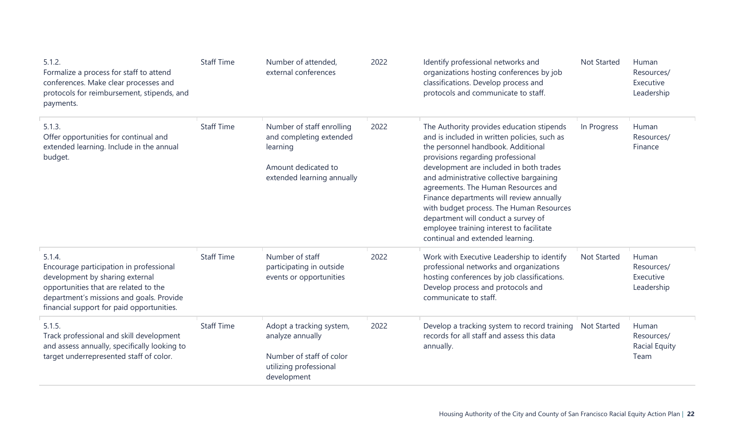| | | | | | | |
|---|---|---|---|---|---|---|
| 5.1.2. Formalize a process for staff to attend conferences. Make clear processes and protocols for reimbursement, stipends, and payments. | Staff Time | Number of attended, external conferences | 2022 | Identify professional networks and organizations hosting conferences by job classifications. Develop process and protocols and communicate to staff. | Not Started | Human Resources/ Executive Leadership |
| 5.1.3. Offer opportunities for continual and extended learning. Include in the annual budget. | Staff Time | Number of staff enrolling and completing extended learning<br><br>Amount dedicated to extended learning annually | 2022 | The Authority provides education stipends and is included in written policies, such as the personnel handbook. Additional provisions regarding professional development are included in both trades and administrative collective bargaining agreements. The Human Resources and Finance departments will review annually with budget process. The Human Resources department will conduct a survey of employee training interest to facilitate continual and extended learning. | In Progress | Human Resources/ Finance |
| 5.1.4. Encourage participation in professional development by sharing external opportunities that are related to the department's missions and goals. Provide financial support for paid opportunities. | Staff Time | Number of staff participating in outside events or opportunities | 2022 | Work with Executive Leadership to identify professional networks and organizations hosting conferences by job classifications. Develop process and protocols and communicate to staff. | Not Started | Human Resources/ Executive Leadership |
| 5.1.5. Track professional and skill development and assess annually, specifically looking to target underrepresented staff of color. | Staff Time | Adopt a tracking system, analyze annually<br><br>Number of staff of color utilizing professional development | 2022 | Develop a tracking system to record training records for all staff and assess this data annually. | Not Started | Human Resources/ Racial Equity Team |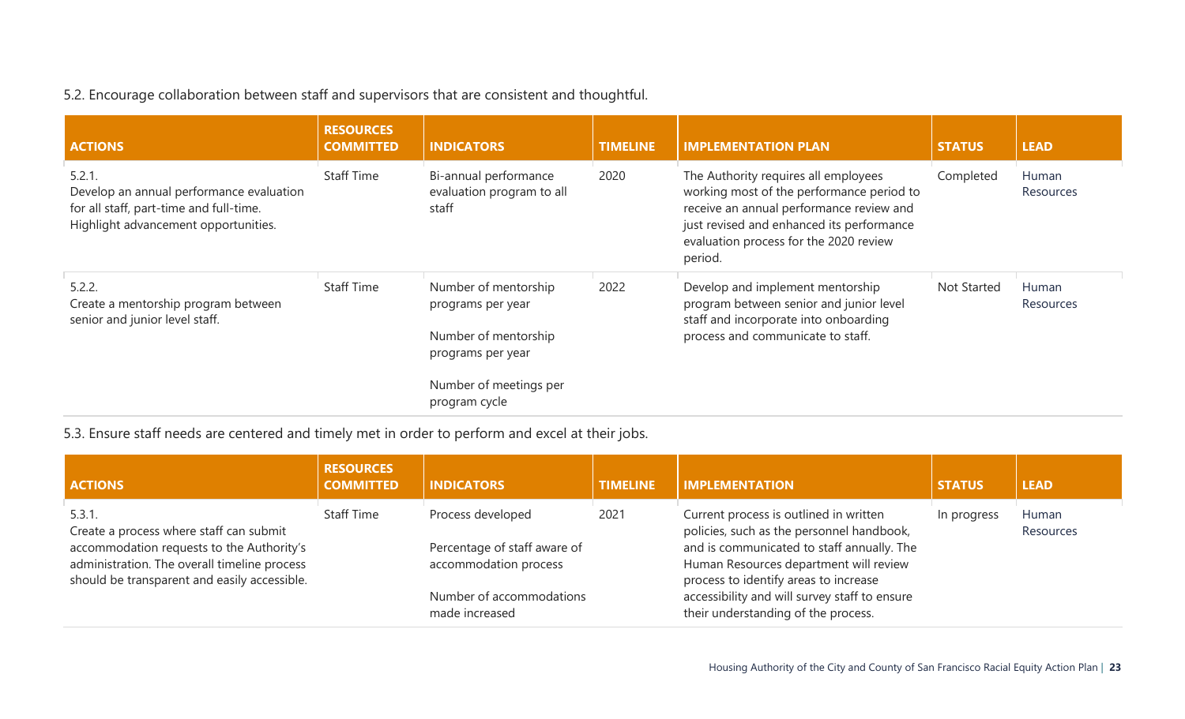5.2. Encourage collaboration between staff and supervisors that are consistent and thoughtful.

| ACTIONS | RESOURCES COMMITTED | INDICATORS | TIMELINE | IMPLEMENTATION PLAN | STATUS | LEAD |
|---|---|---|---|---|---|---|
| 5.2.1.<br>Develop an annual performance evaluation for all staff, part-time and full-time. Highlight advancement opportunities. | Staff Time | Bi-annual performance evaluation program to all staff | 2020 | The Authority requires all employees working most of the performance period to receive an annual performance review and just revised and enhanced its performance evaluation process for the 2020 review period. | Completed | Human Resources |
| 5.2.2.<br>Create a mentorship program between senior and junior level staff. | Staff Time | Number of mentorship programs per year<br><br>Number of mentorship programs per year<br><br>Number of meetings per program cycle | 2022 | Develop and implement mentorship program between senior and junior level staff and incorporate into onboarding process and communicate to staff. | Not Started | Human Resources |

5.3. Ensure staff needs are centered and timely met in order to perform and excel at their jobs.

| ACTIONS | RESOURCES COMMITTED | INDICATORS | TIMELINE | IMPLEMENTATION | STATUS | LEAD |
|---|---|---|---|---|---|---|
| 5.3.1.<br>Create a process where staff can submit accommodation requests to the Authority's administration. The overall timeline process should be transparent and easily accessible. | Staff Time | Process developed<br><br>Percentage of staff aware of accommodation process<br><br>Number of accommodations made increased | 2021 | Current process is outlined in written policies, such as the personnel handbook, and is communicated to staff annually. The Human Resources department will review process to identify areas to increase accessibility and will survey staff to ensure their understanding of the process. | In progress | Human Resources |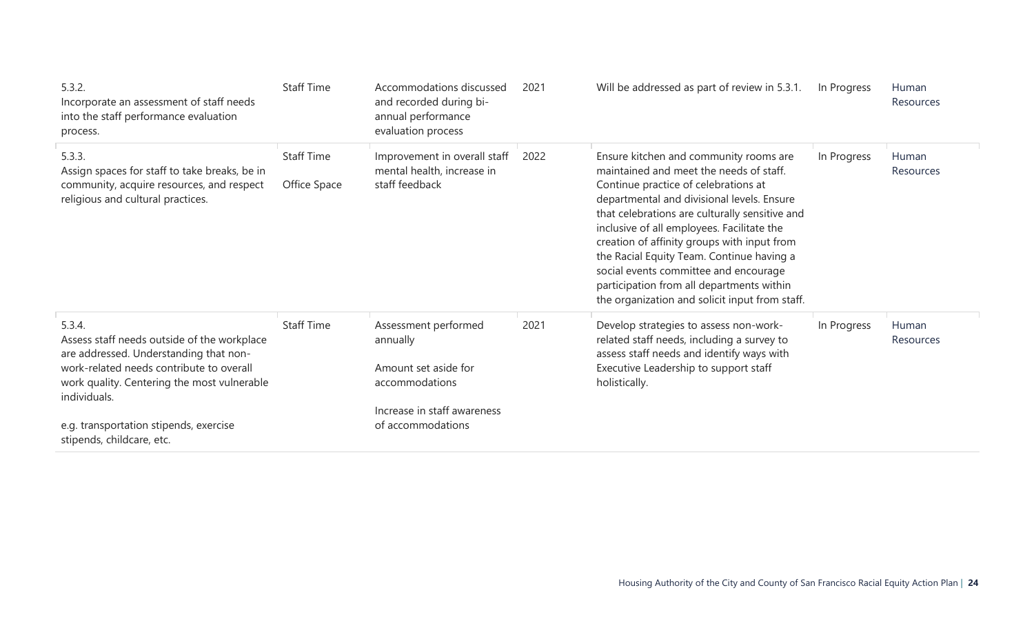| | | | | | | |
|---|---|---|---|---|---|---|
| 5.3.2.<br>Incorporate an assessment of staff needs into the staff performance evaluation process. | Staff Time | Accommodations discussed and recorded during bi-annual performance evaluation process | 2021 | Will be addressed as part of review in 5.3.1. | In Progress | Human Resources |
| 5.3.3.<br>Assign spaces for staff to take breaks, be in community, acquire resources, and respect religious and cultural practices. | Staff Time<br><br>Office Space | Improvement in overall staff mental health, increase in staff feedback | 2022 | Ensure kitchen and community rooms are maintained and meet the needs of staff. Continue practice of celebrations at departmental and divisional levels. Ensure that celebrations are culturally sensitive and inclusive of all employees. Facilitate the creation of affinity groups with input from the Racial Equity Team. Continue having a social events committee and encourage participation from all departments within the organization and solicit input from staff. | In Progress | Human Resources |
| 5.3.4.<br>Assess staff needs outside of the workplace are addressed. Understanding that non-work-related needs contribute to overall work quality. Centering the most vulnerable individuals.<br><br>e.g. transportation stipends, exercise stipends, childcare, etc. | Staff Time | Assessment performed annually<br><br>Amount set aside for accommodations<br><br>Increase in staff awareness of accommodations | 2021 | Develop strategies to assess non-work-related staff needs, including a survey to assess staff needs and identify ways with Executive Leadership to support staff holistically. | In Progress | Human Resources |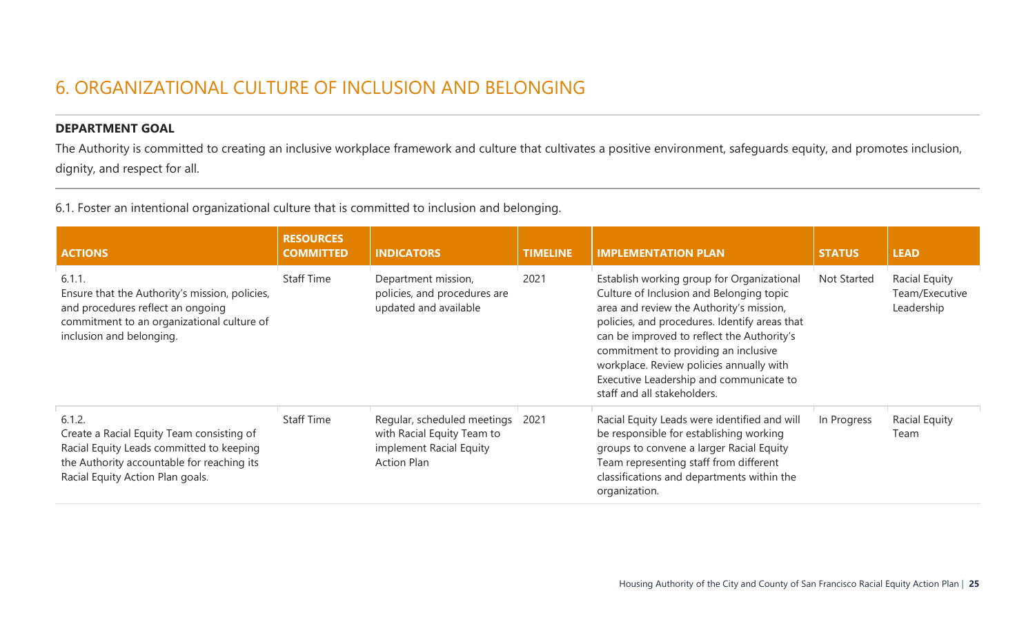# 6. ORGANIZATIONAL CULTURE OF INCLUSION AND BELONGING

**DEPARTMENT GOAL**

The Authority is committed to creating an inclusive workplace framework and culture that cultivates a positive environment, safeguards equity, and promotes inclusion, dignity, and respect for all.

6.1. Foster an intentional organizational culture that is committed to inclusion and belonging.

| ACTIONS | RESOURCES COMMITTED | INDICATORS | TIMELINE | IMPLEMENTATION PLAN | STATUS | LEAD |
|---|---|---|---|---|---|---|
| 6.1.<br>Ensure that the Authority's mission, policies, and procedures reflect an ongoing commitment to an organizational culture of inclusion and belonging. | Staff Time | Department mission, policies, and procedures are updated and available | 2021 | Establish working group for Organizational Culture of Inclusion and Belonging topic area and review the Authority's mission, policies, and procedures. Identify areas that can be improved to reflect the Authority's commitment to providing an inclusive workplace. Review policies annually with Executive Leadership and communicate to staff and all stakeholders. | Not Started | Racial Equity Team/Executive Leadership |
| 6.1.2.<br>Create a Racial Equity Team consisting of Racial Equity Leads committed to keeping the Authority accountable for reaching its Racial Equity Action Plan goals. | Staff Time | Regular, scheduled meetings with Racial Equity Team to implement Racial Equity Action Plan | 2021 | Racial Equity Leads were identified and will be responsible for establishing working groups to convene a larger Racial Equity Team representing staff from different classifications and departments within the organization. | In Progress | Racial Equity Team |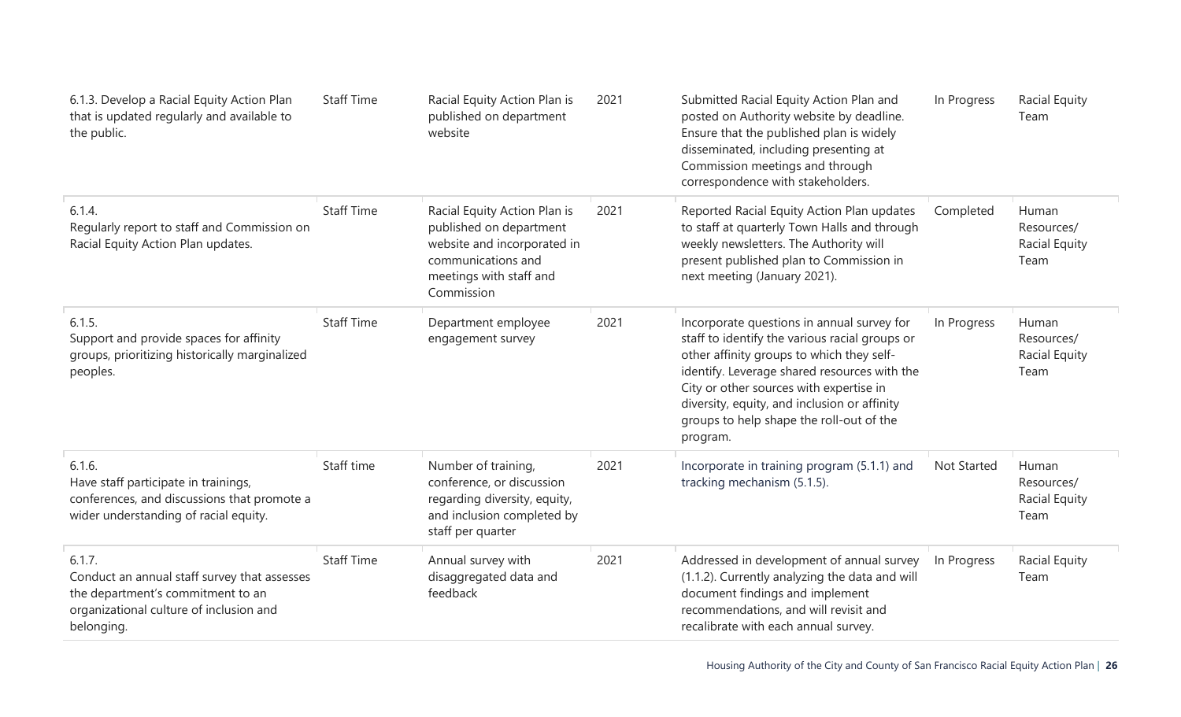| | | | | | | |
|---|---|---|---|---|---|---|
| 6.1.3. Develop a Racial Equity Action Plan that is updated regularly and available to the public. | Staff Time | Racial Equity Action Plan is published on department website | 2021 | Submitted Racial Equity Action Plan and posted on Authority website by deadline. Ensure that the published plan is widely disseminated, including presenting at Commission meetings and through correspondence with stakeholders. | In Progress | Racial Equity Team |
| 6.1.4. Regularly report to staff and Commission on Racial Equity Action Plan updates. | Staff Time | Racial Equity Action Plan is published on department website and incorporated in communications and meetings with staff and Commission | 2021 | Reported Racial Equity Action Plan updates to staff at quarterly Town Halls and through weekly newsletters. The Authority will present published plan to Commission in next meeting (January 2021). | Completed | Human Resources/ Racial Equity Team |
| 6.1.5. Support and provide spaces for affinity groups, prioritizing historically marginalized peoples. | Staff Time | Department employee engagement survey | 2021 | Incorporate questions in annual survey for staff to identify the various racial groups or other affinity groups to which they self-identify. Leverage shared resources with the City or other sources with expertise in diversity, equity, and inclusion or affinity groups to help shape the roll-out of the program. | In Progress | Human Resources/ Racial Equity Team |
| 6.1.6. Have staff participate in trainings, conferences, and discussions that promote a wider understanding of racial equity. | Staff time | Number of training, conference, or discussion regarding diversity, equity, and inclusion completed by staff per quarter | 2021 | Incorporate in training program (5.1.1) and tracking mechanism (5.1.5). | Not Started | Human Resources/ Racial Equity Team |
| 6.1.7. Conduct an annual staff survey that assesses the department's commitment to an organizational culture of inclusion and belonging. | Staff Time | Annual survey with disaggregated data and feedback | 2021 | Addressed in development of annual survey (1.1.2). Currently analyzing the data and will document findings and implement recommendations, and will revisit and recalibrate with each annual survey. | In Progress | Racial Equity Team |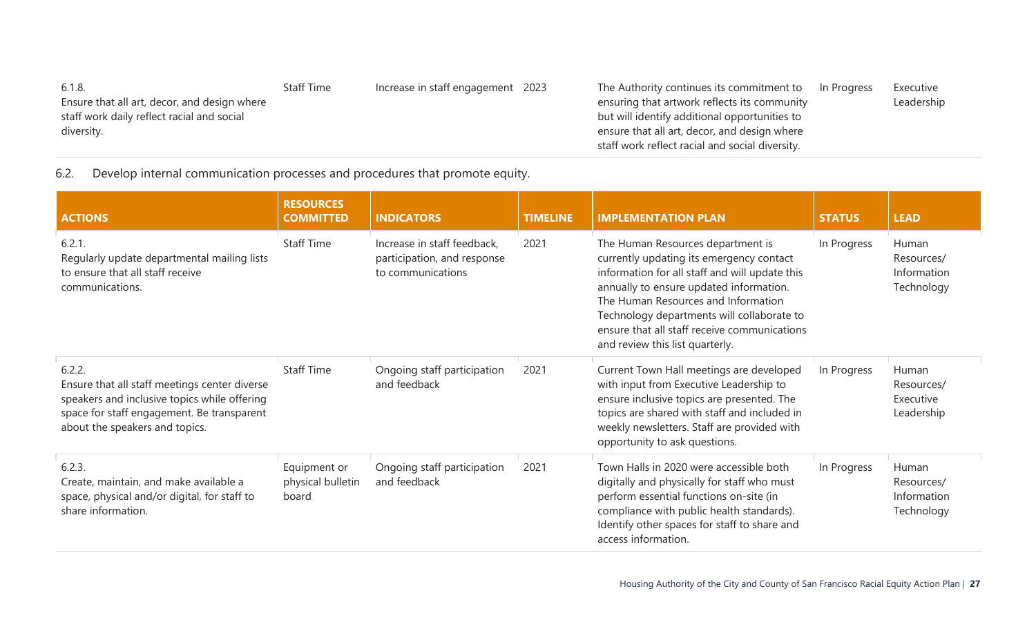| | | | | | | |
|---|---|---|---|---|---|---|
| 6.1.8.<br>Ensure that all art, decor, and design where staff work daily reflect racial and social diversity. | Staff Time | Increase in staff engagement | 2023 | The Authority continues its commitment to ensuring that artwork reflects its community but will identify additional opportunities to ensure that all art, decor, and design where staff work reflect racial and social diversity. | In Progress | Executive Leadership |

6.2. Develop internal communication processes and procedures that promote equity.

| ACTIONS | RESOURCES COMMITTED | INDICATORS | TIMELINE | IMPLEMENTATION PLAN | STATUS | LEAD |
|---|---|---|---|---|---|---|
| 6.2.1.<br>Regularly update departmental mailing lists to ensure that all staff receive communications. | Staff Time | Increase in staff feedback, participation, and response to communications | 2021 | The Human Resources department is currently updating its emergency contact information for all staff and will update this annually to ensure updated information. The Human Resources and Information Technology departments will collaborate to ensure that all staff receive communications and review this list quarterly. | In Progress | Human Resources/ Information Technology |
| 6.2.2.<br>Ensure that all staff meetings center diverse speakers and inclusive topics while offering space for staff engagement. Be transparent about the speakers and topics. | Staff Time | Ongoing staff participation and feedback | 2021 | Current Town Hall meetings are developed with input from Executive Leadership to ensure inclusive topics are presented. The topics are shared with staff and included in weekly newsletters. Staff are provided with opportunity to ask questions. | In Progress | Human Resources/ Executive Leadership |
| 6.2.3.<br>Create, maintain, and make available a space, physical and/or digital, for staff to share information. | Equipment or physical bulletin board | Ongoing staff participation and feedback | 2021 | Town Halls in 2020 were accessible both digitally and physically for staff who must perform essential functions on-site (in compliance with public health standards). Identify other spaces for staff to share and access information. | In Progress | Human Resources/ Information Technology |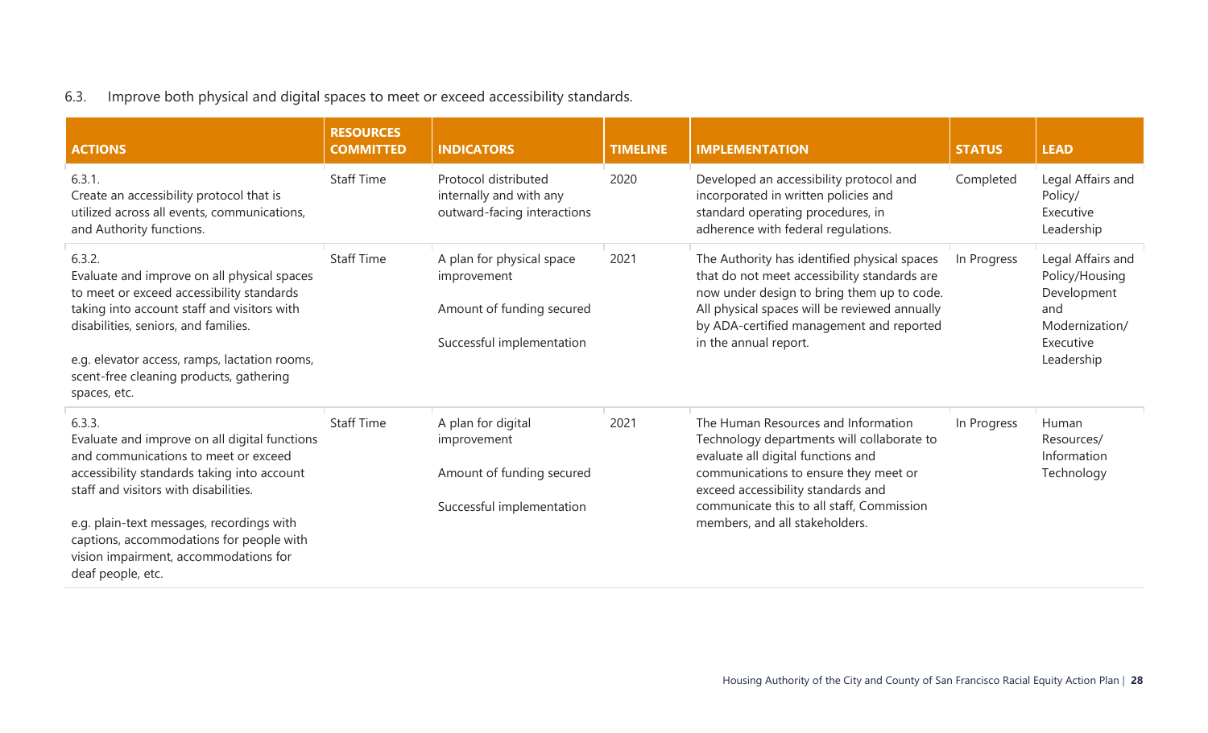6.3. Improve both physical and digital spaces to meet or exceed accessibility standards.

| ACTIONS | RESOURCES COMMITTED | INDICATORS | TIMELINE | IMPLEMENTATION | STATUS | LEAD |
|---|---|---|---|---|---|---|
| 6.3.1.<br>Create an accessibility protocol that is utilized across all events, communications, and Authority functions. | Staff Time | Protocol distributed internally and with any outward-facing interactions | 2020 | Developed an accessibility protocol and incorporated in written policies and standard operating procedures, in adherence with federal regulations. | Completed | Legal Affairs and Policy/ Executive Leadership |
| 6.3.2.<br>Evaluate and improve on all physical spaces to meet or exceed accessibility standards taking into account staff and visitors with disabilities, seniors, and families.<br><br>e.g. elevator access, ramps, lactation rooms, scent-free cleaning products, gathering spaces, etc. | Staff Time | A plan for physical space improvement<br><br>Amount of funding secured<br><br>Successful implementation | 2021 | The Authority has identified physical spaces that do not meet accessibility standards are now under design to bring them up to code. All physical spaces will be reviewed annually by ADA-certified management and reported in the annual report. | In Progress | Legal Affairs and Policy/Housing Development and Modernization/ Executive Leadership |
| 6.3.3.<br>Evaluate and improve on all digital functions and communications to meet or exceed accessibility standards taking into account staff and visitors with disabilities.<br><br>e.g. plain-text messages, recordings with captions, accommodations for people with vision impairment, accommodations for deaf people, etc. | Staff Time | A plan for digital improvement<br><br>Amount of funding secured<br><br>Successful implementation | 2021 | The Human Resources and Information Technology departments will collaborate to evaluate all digital functions and communications to ensure they meet or exceed accessibility standards and communicate this to all staff, Commission members, and all stakeholders. | In Progress | Human Resources/ Information Technology |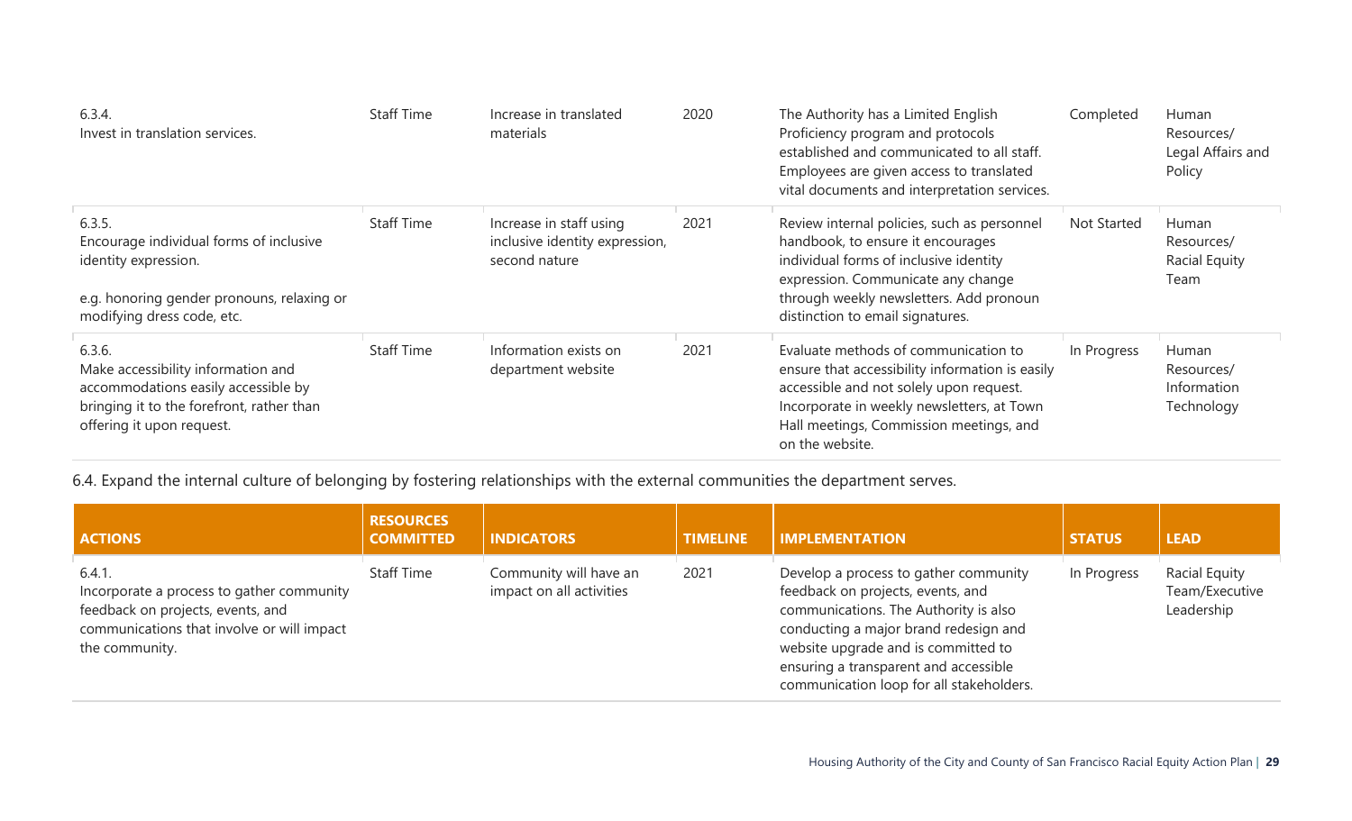| ACTIONS | RESOURCES COMMITTED | INDICATORS | TIMELINE | IMPLEMENTATION | STATUS | LEAD |
|---|---|---|---|---|---|---|
| 6.3.4.<br>Invest in translation services. | Staff Time | Increase in translated materials | 2020 | The Authority has a Limited English Proficiency program and protocols established and communicated to all staff. Employees are given access to translated vital documents and interpretation services. | Completed | Human Resources/ Legal Affairs and Policy |
| 6.3.5.<br>Encourage individual forms of inclusive identity expression.<br><br>e.g. honoring gender pronouns, relaxing or modifying dress code, etc. | Staff Time | Increase in staff using inclusive identity expression, second nature | 2021 | Review internal policies, such as personnel handbook, to ensure it encourages individual forms of inclusive identity expression. Communicate any change through weekly newsletters. Add pronoun distinction to email signatures. | Not Started | Human Resources/ Racial Equity Team |
| 6.3.6.<br>Make accessibility information and accommodations easily accessible by bringing it to the forefront, rather than offering it upon request. | Staff Time | Information exists on department website | 2021 | Evaluate methods of communication to ensure that accessibility information is easily accessible and not solely upon request. Incorporate in weekly newsletters, at Town Hall meetings, Commission meetings, and on the website. | In Progress | Human Resources/ Information Technology |

6.4. Expand the internal culture of belonging by fostering relationships with the external communities the department serves.

| ACTIONS | RESOURCES COMMITTED | INDICATORS | TIMELINE | IMPLEMENTATION | STATUS | LEAD |
|---|---|---|---|---|---|---|
| 6.4.1.<br>Incorporate a process to gather community feedback on projects, events, and communications that involve or will impact the community. | Staff Time | Community will have an impact on all activities | 2021 | Develop a process to gather community feedback on projects, events, and communications. The Authority is also conducting a major brand redesign and website upgrade and is committed to ensuring a transparent and accessible communication loop for all stakeholders. | In Progress | Racial Equity Team/Executive Leadership |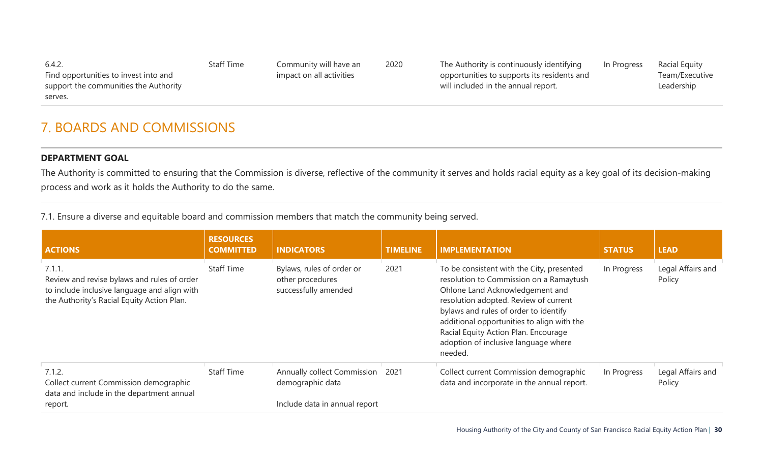| 6.4.2. Find opportunities to invest into and support the communities the Authority serves. | Staff Time | Community will have an impact on all activities | 2020 | The Authority is continuously identifying opportunities to supports its residents and will included in the annual report. | In Progress | Racial Equity Team/Executive Leadership |
|---|---|---|---|---|---|---|

## 7. BOARDS AND COMMISSIONS

**DEPARTMENT GOAL**

The Authority is committed to ensuring that the Commission is diverse, reflective of the community it serves and holds racial equity as a key goal of its decision-making process and work as it holds the Authority to do the same.

7.1. Ensure a diverse and equitable board and commission members that match the community being served.

| ACTIONS | RESOURCES COMMITTED | INDICATORS | TIMELINE | IMPLEMENTATION | STATUS | LEAD |
|---|---|---|---|---|---|---|
| 7.1.1. Review and revise bylaws and rules of order to include inclusive language and align with the Authority's Racial Equity Action Plan. | Staff Time | Bylaws, rules of order or other procedures successfully amended | 2021 | To be consistent with the City, presented resolution to Commission on a Ramaytush Ohlone Land Acknowledgement and resolution adopted. Review of current bylaws and rules of order to identify additional opportunities to align with the Racial Equity Action Plan. Encourage adoption of inclusive language where needed. | In Progress | Legal Affairs and Policy |
| 7.1.2. Collect current Commission demographic data and include in the department annual report. | Staff Time | Annually collect Commission demographic data<br><br>Include data in annual report | 2021 | Collect current Commission demographic data and incorporate in the annual report. | In Progress | Legal Affairs and Policy |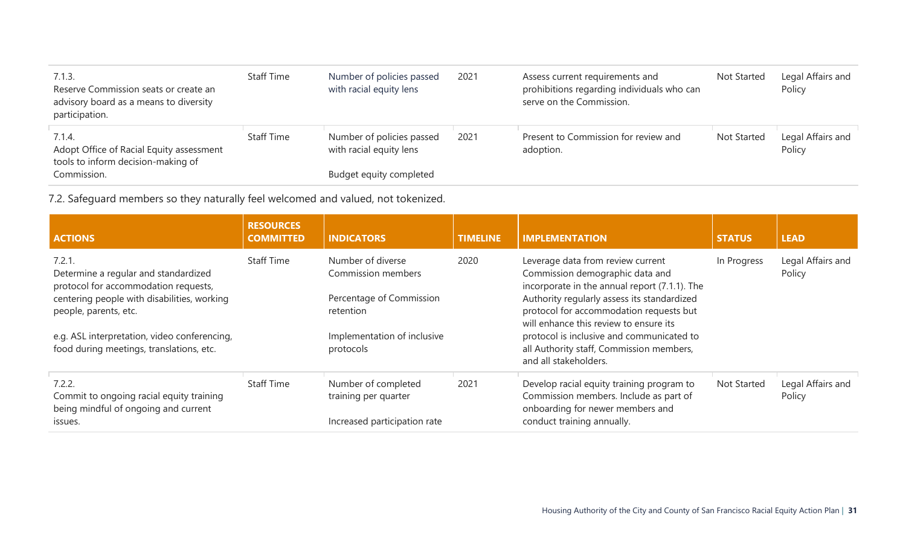| ACTIONS | RESOURCES COMMITTED | INDICATORS | TIMELINE | IMPLEMENTATION | STATUS | LEAD |
|---|---|---|---|---|---|---|
| 7.1.3. Reserve Commission seats or create an advisory board as a means to diversity participation. | Staff Time | Number of policies passed with racial equity lens | 2021 | Assess current requirements and prohibitions regarding individuals who can serve on the Commission. | Not Started | Legal Affairs and Policy |
| 7.1.4. Adopt Office of Racial Equity assessment tools to inform decision-making of Commission. | Staff Time | Number of policies passed with racial equity lens<br><br>Budget equity completed | 2021 | Present to Commission for review and adoption. | Not Started | Legal Affairs and Policy |

7.2. Safeguard members so they naturally feel welcomed and valued, not tokenized.

| ACTIONS | RESOURCES COMMITTED | INDICATORS | TIMELINE | IMPLEMENTATION | STATUS | LEAD |
|---|---|---|---|---|---|---|
| 7.2.1. Determine a regular and standardized protocol for accommodation requests, centering people with disabilities, working people, parents, etc.<br><br>e.g. ASL interpretation, video conferencing, food during meetings, translations, etc. | Staff Time | Number of diverse Commission members<br><br>Percentage of Commission retention<br><br>Implementation of inclusive protocols | 2020 | Leverage data from review current Commission demographic data and incorporate in the annual report (7.1.1). The Authority regularly assess its standardized protocol for accommodation requests but will enhance this review to ensure its protocol is inclusive and communicated to all Authority staff, Commission members, and all stakeholders. | In Progress | Legal Affairs and Policy |
| 7.2.2. Commit to ongoing racial equity training being mindful of ongoing and current issues. | Staff Time | Number of completed training per quarter<br><br>Increased participation rate | 2021 | Develop racial equity training program to Commission members. Include as part of onboarding for newer members and conduct training annually. | Not Started | Legal Affairs and Policy |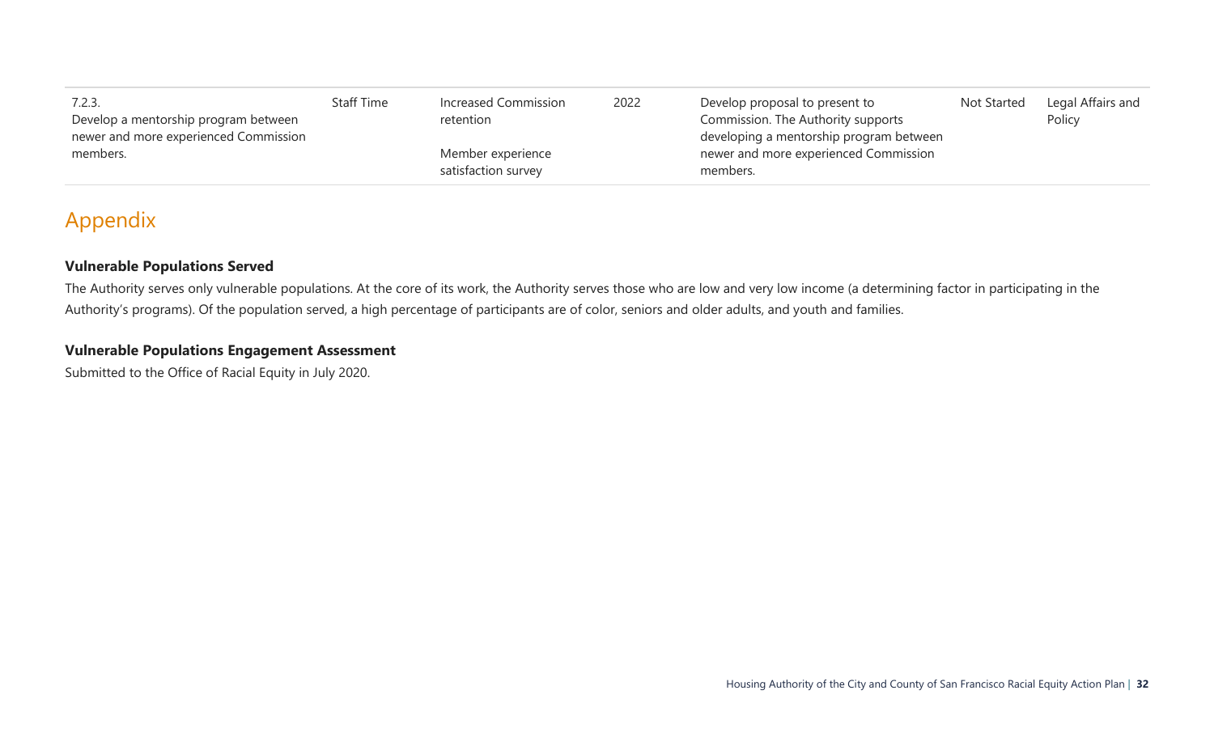| | | | | | | |
|---|---|---|---|---|---|---|
| 7.2.3. Develop a mentorship program between newer and more experienced Commission members. | Staff Time | Increased Commission retention<br><br>Member experience satisfaction survey | 2022 | Develop proposal to present to Commission. The Authority supports developing a mentorship program between newer and more experienced Commission members. | Not Started | Legal Affairs and Policy |

## Appendix

**Vulnerable Populations Served**

The Authority serves only vulnerable populations. At the core of its work, the Authority serves those who are low and very low income (a determining factor in participating in the Authority's programs). Of the population served, a high percentage of participants are of color, seniors and older adults, and youth and families.

**Vulnerable Populations Engagement Assessment**

Submitted to the Office of Racial Equity in July 2020.